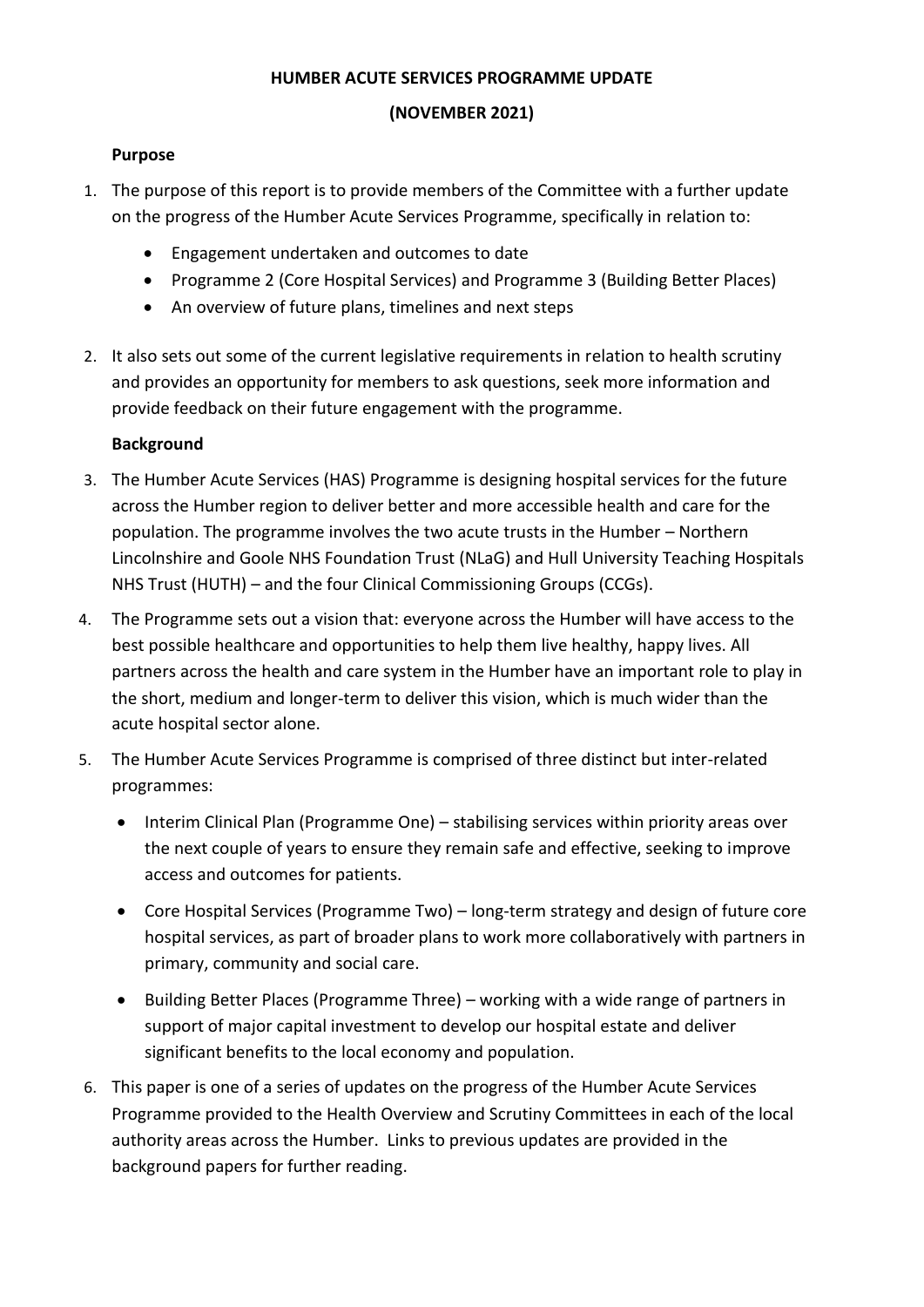# HUMBER ACUTE SERVICES PROGRAMME UPDATE

## (NOVEMBER 2021)

### Purpose

1. The purpose of this report is to provide members of the Committee with a further update on the progress of the Humber Acute Services Programme, specifically in relation to:

   - Engagement undertaken and outcomes to date
   - Programme 2 (Core Hospital Services) and Programme 3 (Building Better Places)
   - An overview of future plans, timelines and next steps

2. It also sets out some of the current legislative requirements in relation to health scrutiny and provides an opportunity for members to ask questions, seek more information and provide feedback on their future engagement with the programme.

### Background

3. The Humber Acute Services (HAS) Programme is designing hospital services for the future across the Humber region to deliver better and more accessible health and care for the population. The programme involves the two acute trusts in the Humber – Northern Lincolnshire and Goole NHS Foundation Trust (NLaG) and Hull University Teaching Hospitals NHS Trust (HUTH) – and the four Clinical Commissioning Groups (CCGs).

4. The Programme sets out a vision that: everyone across the Humber will have access to the best possible healthcare and opportunities to help them live healthy, happy lives. All partners across the health and care system in the Humber have an important role to play in the short, medium and longer-term to deliver this vision, which is much wider than the acute hospital sector alone.

5. The Humber Acute Services Programme is comprised of three distinct but inter-related programmes:

   - Interim Clinical Plan (Programme One) – stabilising services within priority areas over the next couple of years to ensure they remain safe and effective, seeking to improve access and outcomes for patients.
   - Core Hospital Services (Programme Two) – long-term strategy and design of future core hospital services, as part of broader plans to work more collaboratively with partners in primary, community and social care.
   - Building Better Places (Programme Three) – working with a wide range of partners in support of major capital investment to develop our hospital estate and deliver significant benefits to the local economy and population.

6. This paper is one of a series of updates on the progress of the Humber Acute Services Programme provided to the Health Overview and Scrutiny Committees in each of the local authority areas across the Humber. Links to previous updates are provided in the background papers for further reading.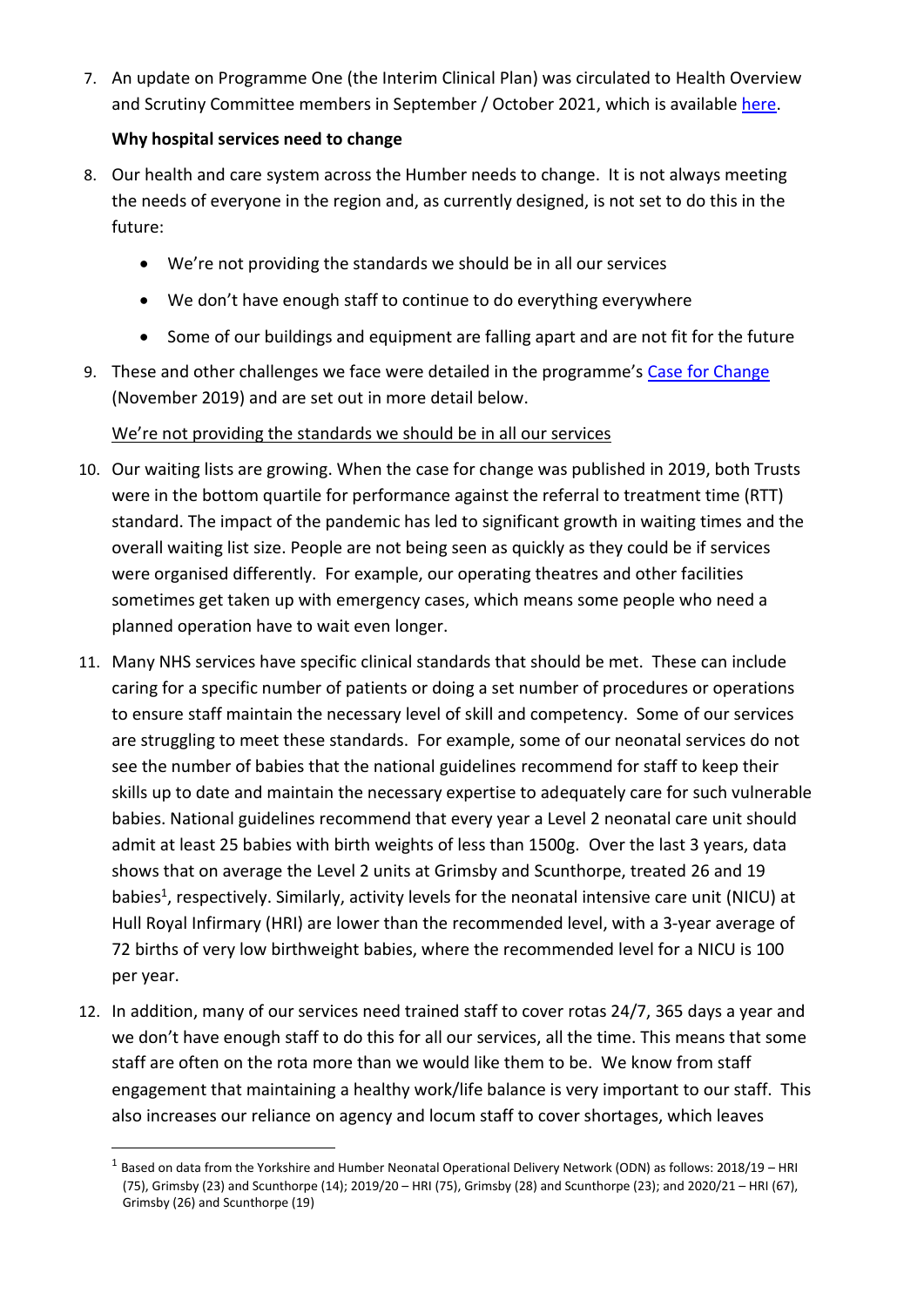7. An update on Programme One (the Interim Clinical Plan) was circulated to Health Overview and Scrutiny Committee members in September / October 2021, which is available here.

**Why hospital services need to change**

8. Our health and care system across the Humber needs to change. It is not always meeting the needs of everyone in the region and, as currently designed, is not set to do this in the future:

   - We're not providing the standards we should be in all our services
   - We don't have enough staff to continue to do everything everywhere
   - Some of our buildings and equipment are falling apart and are not fit for the future

9. These and other challenges we face were detailed in the programme's Case for Change (November 2019) and are set out in more detail below.

We're not providing the standards we should be in all our services

10. Our waiting lists are growing. When the case for change was published in 2019, both Trusts were in the bottom quartile for performance against the referral to treatment time (RTT) standard. The impact of the pandemic has led to significant growth in waiting times and the overall waiting list size. People are not being seen as quickly as they could be if services were organised differently. For example, our operating theatres and other facilities sometimes get taken up with emergency cases, which means some people who need a planned operation have to wait even longer.

11. Many NHS services have specific clinical standards that should be met. These can include caring for a specific number of patients or doing a set number of procedures or operations to ensure staff maintain the necessary level of skill and competency. Some of our services are struggling to meet these standards. For example, some of our neonatal services do not see the number of babies that the national guidelines recommend for staff to keep their skills up to date and maintain the necessary expertise to adequately care for such vulnerable babies. National guidelines recommend that every year a Level 2 neonatal care unit should admit at least 25 babies with birth weights of less than 1500g. Over the last 3 years, data shows that on average the Level 2 units at Grimsby and Scunthorpe, treated 26 and 19 babies[1], respectively. Similarly, activity levels for the neonatal intensive care unit (NICU) at Hull Royal Infirmary (HRI) are lower than the recommended level, with a 3-year average of 72 births of very low birthweight babies, where the recommended level for a NICU is 100 per year.

12. In addition, many of our services need trained staff to cover rotas 24/7, 365 days a year and we don't have enough staff to do this for all our services, all the time. This means that some staff are often on the rota more than we would like them to be. We know from staff engagement that maintaining a healthy work/life balance is very important to our staff. This also increases our reliance on agency and locum staff to cover shortages, which leaves

[1] Based on data from the Yorkshire and Humber Neonatal Operational Delivery Network (ODN) as follows: 2018/19 – HRI (75), Grimsby (23) and Scunthorpe (14); 2019/20 – HRI (75), Grimsby (28) and Scunthorpe (23); and 2020/21 – HRI (67), Grimsby (26) and Scunthorpe (19)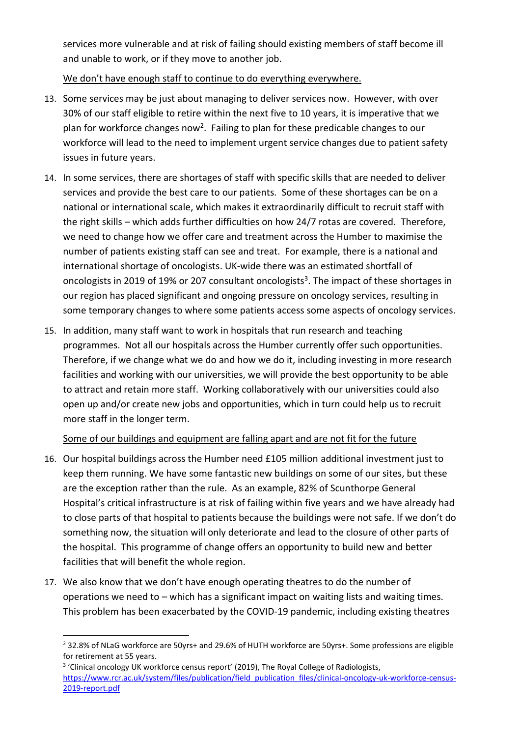services more vulnerable and at risk of failing should existing members of staff become ill and unable to work, or if they move to another job.

<u>We don't have enough staff to continue to do everything everywhere.</u>

13. Some services may be just about managing to deliver services now. However, with over 30% of our staff eligible to retire within the next five to 10 years, it is imperative that we plan for workforce changes now[2]. Failing to plan for these predicable changes to our workforce will lead to the need to implement urgent service changes due to patient safety issues in future years.

14. In some services, there are shortages of staff with specific skills that are needed to deliver services and provide the best care to our patients. Some of these shortages can be on a national or international scale, which makes it extraordinarily difficult to recruit staff with the right skills – which adds further difficulties on how 24/7 rotas are covered. Therefore, we need to change how we offer care and treatment across the Humber to maximise the number of patients existing staff can see and treat. For example, there is a national and international shortage of oncologists. UK-wide there was an estimated shortfall of oncologists in 2019 of 19% or 207 consultant oncologists[3]. The impact of these shortages in our region has placed significant and ongoing pressure on oncology services, resulting in some temporary changes to where some patients access some aspects of oncology services.

15. In addition, many staff want to work in hospitals that run research and teaching programmes. Not all our hospitals across the Humber currently offer such opportunities. Therefore, if we change what we do and how we do it, including investing in more research facilities and working with our universities, we will provide the best opportunity to be able to attract and retain more staff. Working collaboratively with our universities could also open up and/or create new jobs and opportunities, which in turn could help us to recruit more staff in the longer term.

<u>Some of our buildings and equipment are falling apart and are not fit for the future</u>

16. Our hospital buildings across the Humber need £105 million additional investment just to keep them running. We have some fantastic new buildings on some of our sites, but these are the exception rather than the rule. As an example, 82% of Scunthorpe General Hospital's critical infrastructure is at risk of failing within five years and we have already had to close parts of that hospital to patients because the buildings were not safe. If we don't do something now, the situation will only deteriorate and lead to the closure of other parts of the hospital. This programme of change offers an opportunity to build new and better facilities that will benefit the whole region.

17. We also know that we don't have enough operating theatres to do the number of operations we need to – which has a significant impact on waiting lists and waiting times. This problem has been exacerbated by the COVID-19 pandemic, including existing theatres

---

[2] 32.8% of NLaG workforce are 50yrs+ and 29.6% of HUTH workforce are 50yrs+. Some professions are eligible for retirement at 55 years.

[3] 'Clinical oncology UK workforce census report' (2019), The Royal College of Radiologists, https://www.rcr.ac.uk/system/files/publication/field_publication_files/clinical-oncology-uk-workforce-census-2019-report.pdf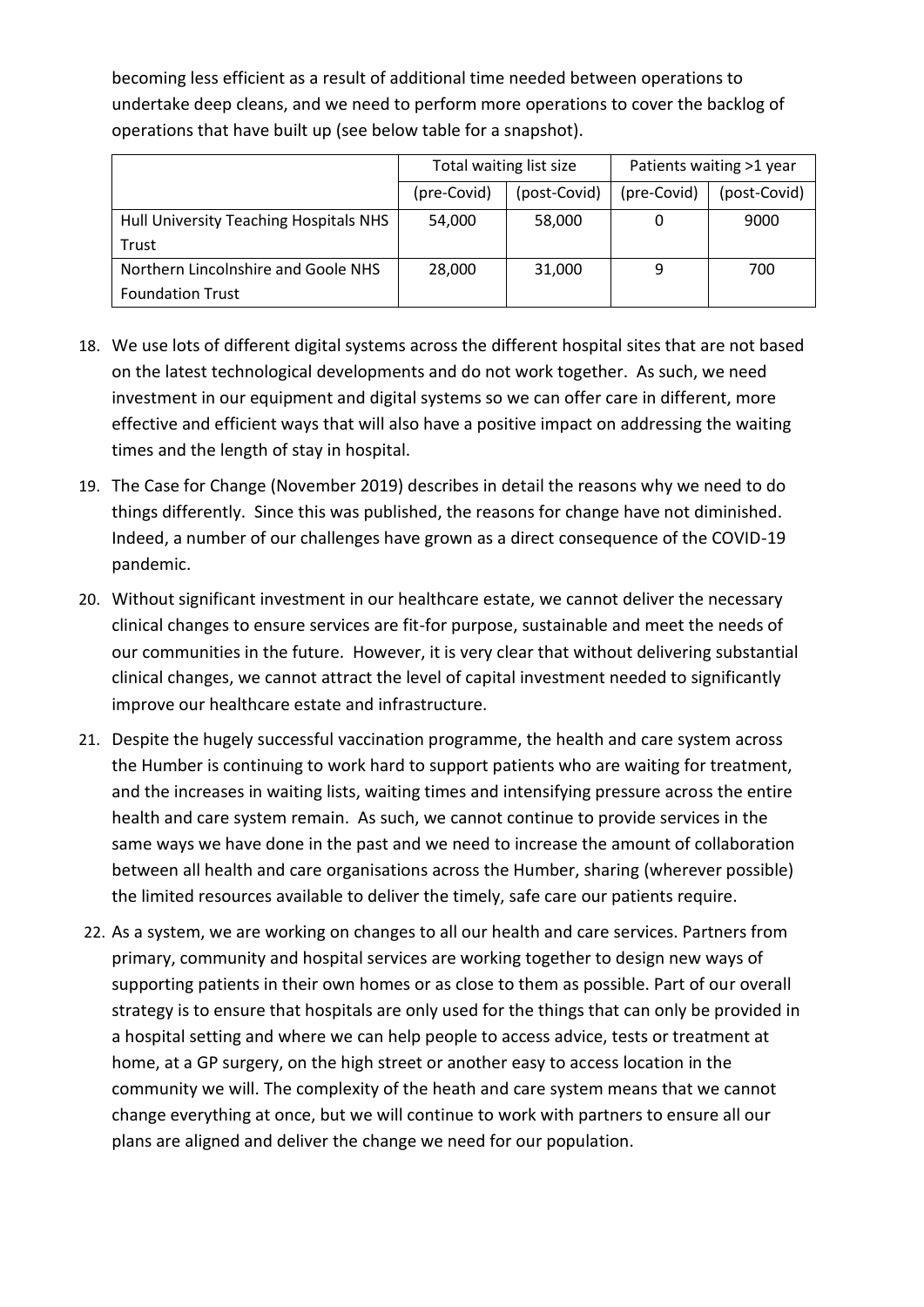becoming less efficient as a result of additional time needed between operations to undertake deep cleans, and we need to perform more operations to cover the backlog of operations that have built up (see below table for a snapshot).

| | Total waiting list size | | Patients waiting >1 year | |
|---|---|---|---|---|
| | (pre-Covid) | (post-Covid) | (pre-Covid) | (post-Covid) |
| Hull University Teaching Hospitals NHS Trust | 54,000 | 58,000 | 0 | 9000 |
| Northern Lincolnshire and Goole NHS Foundation Trust | 28,000 | 31,000 | 9 | 700 |

18. We use lots of different digital systems across the different hospital sites that are not based on the latest technological developments and do not work together. As such, we need investment in our equipment and digital systems so we can offer care in different, more effective and efficient ways that will also have a positive impact on addressing the waiting times and the length of stay in hospital.

19. The Case for Change (November 2019) describes in detail the reasons why we need to do things differently. Since this was published, the reasons for change have not diminished. Indeed, a number of our challenges have grown as a direct consequence of the COVID-19 pandemic.

20. Without significant investment in our healthcare estate, we cannot deliver the necessary clinical changes to ensure services are fit-for purpose, sustainable and meet the needs of our communities in the future. However, it is very clear that without delivering substantial clinical changes, we cannot attract the level of capital investment needed to significantly improve our healthcare estate and infrastructure.

21. Despite the hugely successful vaccination programme, the health and care system across the Humber is continuing to work hard to support patients who are waiting for treatment, and the increases in waiting lists, waiting times and intensifying pressure across the entire health and care system remain. As such, we cannot continue to provide services in the same ways we have done in the past and we need to increase the amount of collaboration between all health and care organisations across the Humber, sharing (wherever possible) the limited resources available to deliver the timely, safe care our patients require.

22. As a system, we are working on changes to all our health and care services. Partners from primary, community and hospital services are working together to design new ways of supporting patients in their own homes or as close to them as possible. Part of our overall strategy is to ensure that hospitals are only used for the things that can only be provided in a hospital setting and where we can help people to access advice, tests or treatment at home, at a GP surgery, on the high street or another easy to access location in the community we will. The complexity of the heath and care system means that we cannot change everything at once, but we will continue to work with partners to ensure all our plans are aligned and deliver the change we need for our population.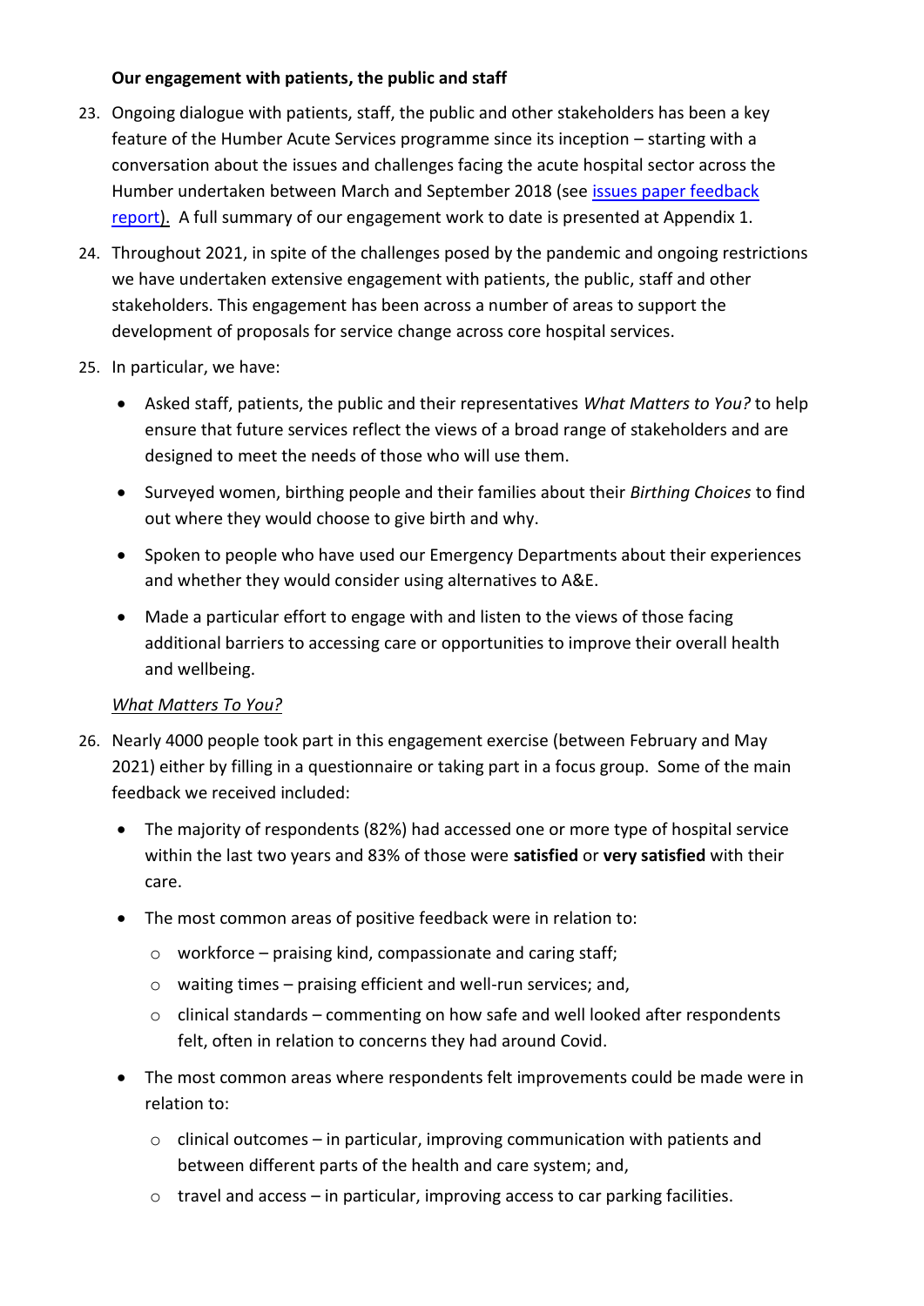**Our engagement with patients, the public and staff**

23. Ongoing dialogue with patients, staff, the public and other stakeholders has been a key feature of the Humber Acute Services programme since its inception – starting with a conversation about the issues and challenges facing the acute hospital sector across the Humber undertaken between March and September 2018 (see issues paper feedback report). A full summary of our engagement work to date is presented at Appendix 1.

24. Throughout 2021, in spite of the challenges posed by the pandemic and ongoing restrictions we have undertaken extensive engagement with patients, the public, staff and other stakeholders. This engagement has been across a number of areas to support the development of proposals for service change across core hospital services.

25. In particular, we have:

    - Asked staff, patients, the public and their representatives *What Matters to You?* to help ensure that future services reflect the views of a broad range of stakeholders and are designed to meet the needs of those who will use them.
    - Surveyed women, birthing people and their families about their *Birthing Choices* to find out where they would choose to give birth and why.
    - Spoken to people who have used our Emergency Departments about their experiences and whether they would consider using alternatives to A&E.
    - Made a particular effort to engage with and listen to the views of those facing additional barriers to accessing care or opportunities to improve their overall health and wellbeing.

<u>*What Matters To You?*</u>

26. Nearly 4000 people took part in this engagement exercise (between February and May 2021) either by filling in a questionnaire or taking part in a focus group. Some of the main feedback we received included:

    - The majority of respondents (82%) had accessed one or more type of hospital service within the last two years and 83% of those were **satisfied** or **very satisfied** with their care.
    - The most common areas of positive feedback were in relation to:
        - workforce – praising kind, compassionate and caring staff;
        - waiting times – praising efficient and well-run services; and,
        - clinical standards – commenting on how safe and well looked after respondents felt, often in relation to concerns they had around Covid.
    - The most common areas where respondents felt improvements could be made were in relation to:
        - clinical outcomes – in particular, improving communication with patients and between different parts of the health and care system; and,
        - travel and access – in particular, improving access to car parking facilities.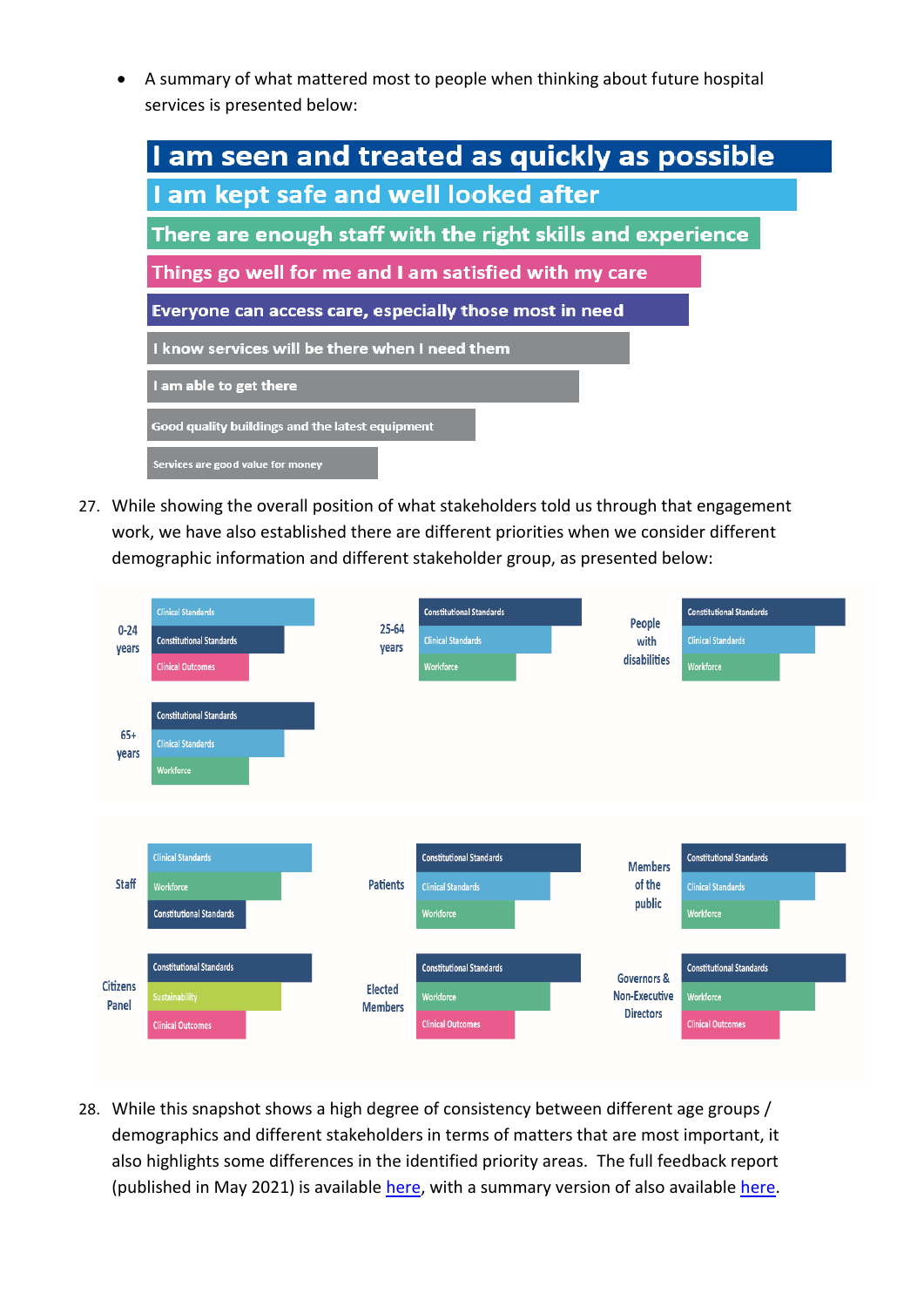- A summary of what mattered most to people when thinking about future hospital services is presented below:

I am seen and treated as quickly as possible

I am kept safe and well looked after

There are enough staff with the right skills and experience

Things go well for me and I am satisfied with my care

Everyone can access care, especially those most in need

I know services will be there when I need them

I am able to get there

Good quality buildings and the latest equipment

Services are good value for money

27. While showing the overall position of what stakeholders told us through that engagement work, we have also established there are different priorities when we consider different demographic information and different stakeholder group, as presented below:

| Group | 1st | 2nd | 3rd |
|---|---|---|---|
| 0-24 years | Clinical Standards | Constitutional Standards | Clinical Outcomes |
| 25-64 years | Constitutional Standards | Clinical Standards | Workforce |
| People with disabilities | Constitutional Standards | Clinical Standards | Workforce |
| 65+ years | Constitutional Standards | Clinical Standards | Workforce |
| Staff | Clinical Standards | Workforce | Constitutional Standards |
| Patients | Constitutional Standards | Clinical Standards | Workforce |
| Members of the public | Constitutional Standards | Clinical Standards | Workforce |
| Citizens Panel | Constitutional Standards | Sustainability | Clinical Outcomes |
| Elected Members | Constitutional Standards | Workforce | Clinical Outcomes |
| Governors & Non-Executive Directors | Constitutional Standards | Workforce | Clinical Outcomes |

28. While this snapshot shows a high degree of consistency between different age groups / demographics and different stakeholders in terms of matters that are most important, it also highlights some differences in the identified priority areas. The full feedback report (published in May 2021) is available here, with a summary version of also available here.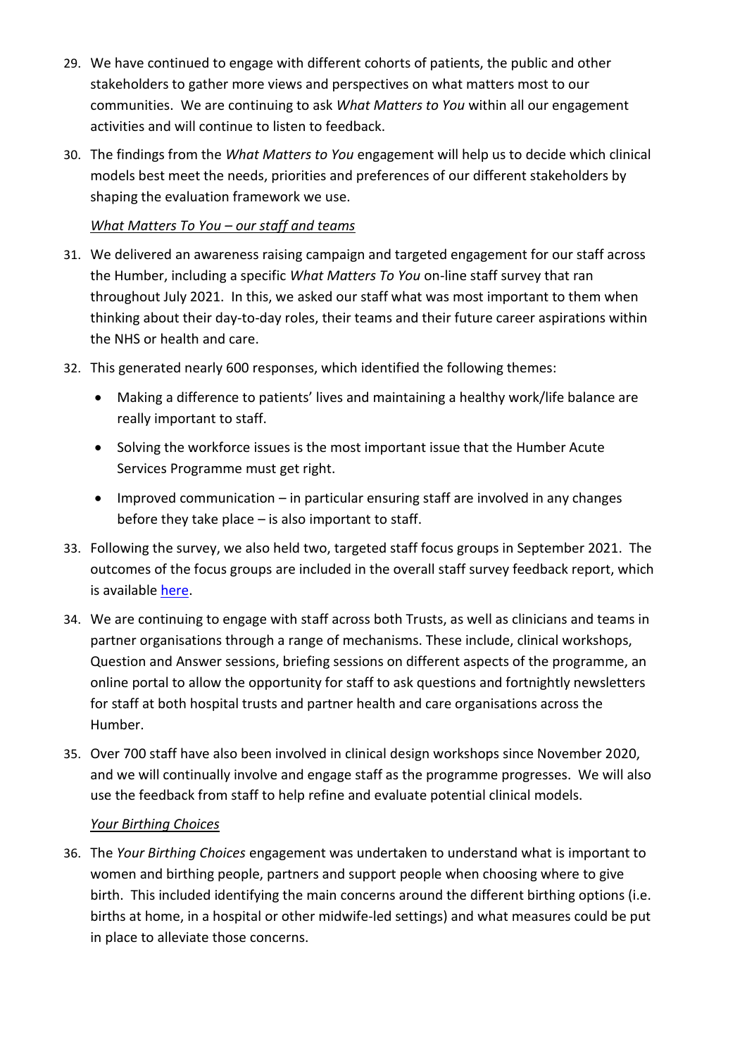29. We have continued to engage with different cohorts of patients, the public and other stakeholders to gather more views and perspectives on what matters most to our communities. We are continuing to ask *What Matters to You* within all our engagement activities and will continue to listen to feedback.

30. The findings from the *What Matters to You* engagement will help us to decide which clinical models best meet the needs, priorities and preferences of our different stakeholders by shaping the evaluation framework we use.

<u>*What Matters To You – our staff and teams*</u>

31. We delivered an awareness raising campaign and targeted engagement for our staff across the Humber, including a specific *What Matters To You* on-line staff survey that ran throughout July 2021. In this, we asked our staff what was most important to them when thinking about their day-to-day roles, their teams and their future career aspirations within the NHS or health and care.

32. This generated nearly 600 responses, which identified the following themes:

    - Making a difference to patients' lives and maintaining a healthy work/life balance are really important to staff.
    - Solving the workforce issues is the most important issue that the Humber Acute Services Programme must get right.
    - Improved communication – in particular ensuring staff are involved in any changes before they take place – is also important to staff.

33. Following the survey, we also held two, targeted staff focus groups in September 2021. The outcomes of the focus groups are included in the overall staff survey feedback report, which is available here.

34. We are continuing to engage with staff across both Trusts, as well as clinicians and teams in partner organisations through a range of mechanisms. These include, clinical workshops, Question and Answer sessions, briefing sessions on different aspects of the programme, an online portal to allow the opportunity for staff to ask questions and fortnightly newsletters for staff at both hospital trusts and partner health and care organisations across the Humber.

35. Over 700 staff have also been involved in clinical design workshops since November 2020, and we will continually involve and engage staff as the programme progresses. We will also use the feedback from staff to help refine and evaluate potential clinical models.

<u>*Your Birthing Choices*</u>

36. The *Your Birthing Choices* engagement was undertaken to understand what is important to women and birthing people, partners and support people when choosing where to give birth. This included identifying the main concerns around the different birthing options (i.e. births at home, in a hospital or other midwife-led settings) and what measures could be put in place to alleviate those concerns.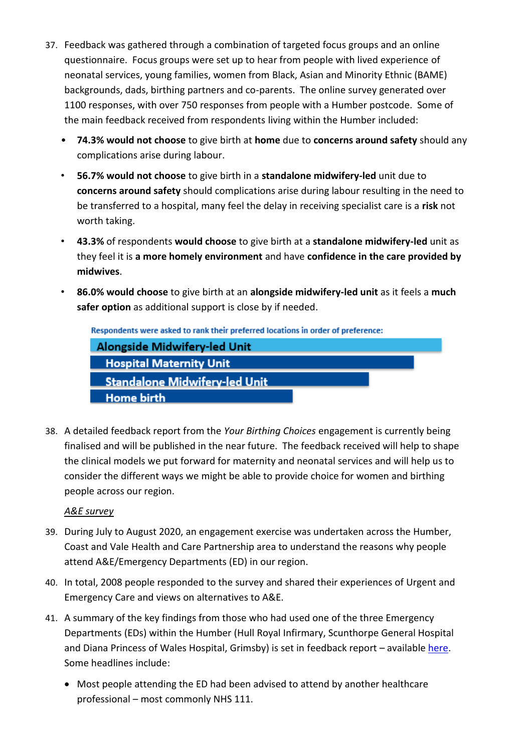37. Feedback was gathered through a combination of targeted focus groups and an online questionnaire. Focus groups were set up to hear from people with lived experience of neonatal services, young families, women from Black, Asian and Minority Ethnic (BAME) backgrounds, dads, birthing partners and co-parents. The online survey generated over 1100 responses, with over 750 responses from people with a Humber postcode. Some of the main feedback received from respondents living within the Humber included:

   - **74.3% would not choose** to give birth at **home** due to **concerns around safety** should any complications arise during labour.
   - **56.7% would not choose** to give birth in a **standalone midwifery-led** unit due to **concerns around safety** should complications arise during labour resulting in the need to be transferred to a hospital, many feel the delay in receiving specialist care is a **risk** not worth taking.
   - **43.3%** of respondents **would choose** to give birth at a **standalone midwifery-led** unit as they feel it is **a more homely environment** and have **confidence in the care provided by midwives**.
   - **86.0% would choose** to give birth at an **alongside midwifery-led unit** as it feels a **much safer option** as additional support is close by if needed.

   Respondents were asked to rank their preferred locations in order of preference:

   1. Alongside Midwifery-led Unit
   2. Hospital Maternity Unit
   3. Standalone Midwifery-led Unit
   4. Home birth

38. A detailed feedback report from the *Your Birthing Choices* engagement is currently being finalised and will be published in the near future. The feedback received will help to shape the clinical models we put forward for maternity and neonatal services and will help us to consider the different ways we might be able to provide choice for women and birthing people across our region.

*A&E survey*

39. During July to August 2020, an engagement exercise was undertaken across the Humber, Coast and Vale Health and Care Partnership area to understand the reasons why people attend A&E/Emergency Departments (ED) in our region.

40. In total, 2008 people responded to the survey and shared their experiences of Urgent and Emergency Care and views on alternatives to A&E.

41. A summary of the key findings from those who had used one of the three Emergency Departments (EDs) within the Humber (Hull Royal Infirmary, Scunthorpe General Hospital and Diana Princess of Wales Hospital, Grimsby) is set in feedback report – available here. Some headlines include:

   - Most people attending the ED had been advised to attend by another healthcare professional – most commonly NHS 111.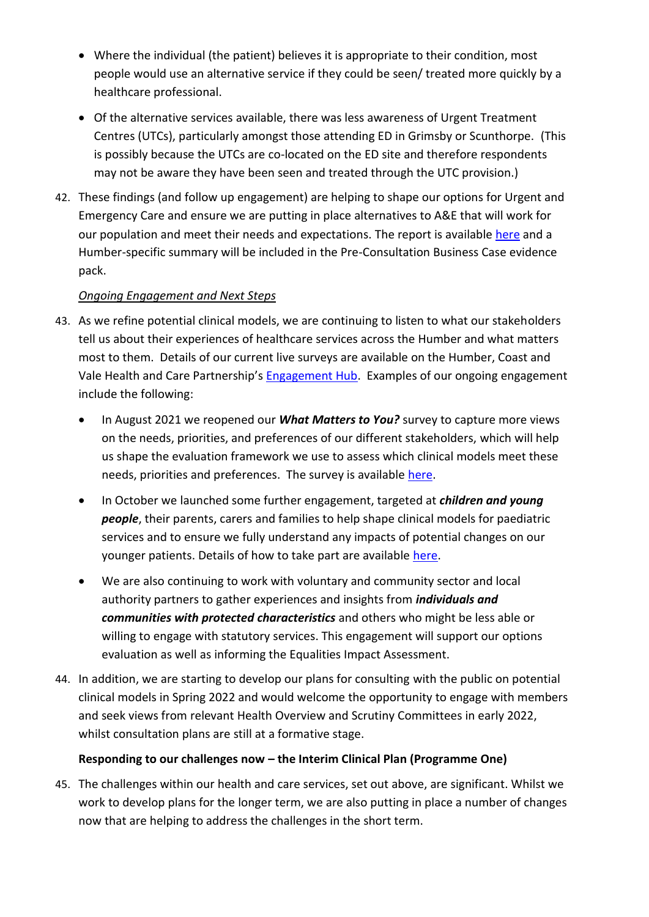- Where the individual (the patient) believes it is appropriate to their condition, most people would use an alternative service if they could be seen/ treated more quickly by a healthcare professional.
- Of the alternative services available, there was less awareness of Urgent Treatment Centres (UTCs), particularly amongst those attending ED in Grimsby or Scunthorpe. (This is possibly because the UTCs are co-located on the ED site and therefore respondents may not be aware they have been seen and treated through the UTC provision.)

42. These findings (and follow up engagement) are helping to shape our options for Urgent and Emergency Care and ensure we are putting in place alternatives to A&E that will work for our population and meet their needs and expectations. The report is available here and a Humber-specific summary will be included in the Pre-Consultation Business Case evidence pack.

*Ongoing Engagement and Next Steps*

43. As we refine potential clinical models, we are continuing to listen to what our stakeholders tell us about their experiences of healthcare services across the Humber and what matters most to them. Details of our current live surveys are available on the Humber, Coast and Vale Health and Care Partnership's Engagement Hub. Examples of our ongoing engagement include the following:

    - In August 2021 we reopened our ***What Matters to You?*** survey to capture more views on the needs, priorities, and preferences of our different stakeholders, which will help us shape the evaluation framework we use to assess which clinical models meet these needs, priorities and preferences. The survey is available here.
    - In October we launched some further engagement, targeted at ***children and young people***, their parents, carers and families to help shape clinical models for paediatric services and to ensure we fully understand any impacts of potential changes on our younger patients. Details of how to take part are available here.
    - We are also continuing to work with voluntary and community sector and local authority partners to gather experiences and insights from ***individuals and communities with protected characteristics*** and others who might be less able or willing to engage with statutory services. This engagement will support our options evaluation as well as informing the Equalities Impact Assessment.

44. In addition, we are starting to develop our plans for consulting with the public on potential clinical models in Spring 2022 and would welcome the opportunity to engage with members and seek views from relevant Health Overview and Scrutiny Committees in early 2022, whilst consultation plans are still at a formative stage.

**Responding to our challenges now – the Interim Clinical Plan (Programme One)**

45. The challenges within our health and care services, set out above, are significant. Whilst we work to develop plans for the longer term, we are also putting in place a number of changes now that are helping to address the challenges in the short term.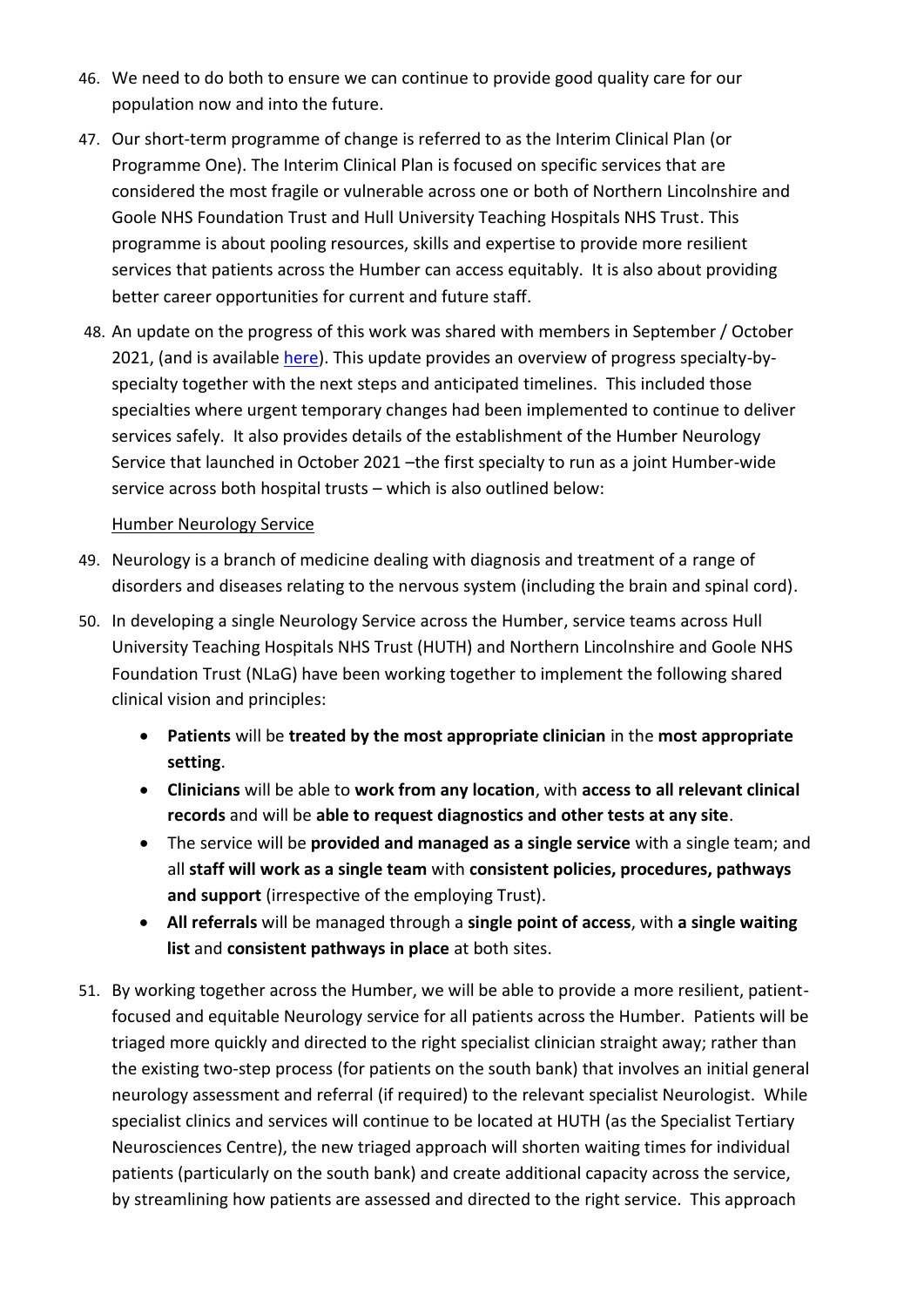46. We need to do both to ensure we can continue to provide good quality care for our population now and into the future.

47. Our short-term programme of change is referred to as the Interim Clinical Plan (or Programme One). The Interim Clinical Plan is focused on specific services that are considered the most fragile or vulnerable across one or both of Northern Lincolnshire and Goole NHS Foundation Trust and Hull University Teaching Hospitals NHS Trust. This programme is about pooling resources, skills and expertise to provide more resilient services that patients across the Humber can access equitably. It is also about providing better career opportunities for current and future staff.

48. An update on the progress of this work was shared with members in September / October 2021, (and is available [here](here)). This update provides an overview of progress specialty-by-specialty together with the next steps and anticipated timelines. This included those specialties where urgent temporary changes had been implemented to continue to deliver services safely. It also provides details of the establishment of the Humber Neurology Service that launched in October 2021 –the first specialty to run as a joint Humber-wide service across both hospital trusts – which is also outlined below:

Humber Neurology Service

49. Neurology is a branch of medicine dealing with diagnosis and treatment of a range of disorders and diseases relating to the nervous system (including the brain and spinal cord).

50. In developing a single Neurology Service across the Humber, service teams across Hull University Teaching Hospitals NHS Trust (HUTH) and Northern Lincolnshire and Goole NHS Foundation Trust (NLaG) have been working together to implement the following shared clinical vision and principles:

    - **Patients** will be **treated by the most appropriate clinician** in the **most appropriate setting**.
    - **Clinicians** will be able to **work from any location**, with **access to all relevant clinical records** and will be **able to request diagnostics and other tests at any site**.
    - The service will be **provided and managed as a single service** with a single team; and all **staff will work as a single team** with **consistent policies, procedures, pathways and support** (irrespective of the employing Trust).
    - **All referrals** will be managed through a **single point of access**, with **a single waiting list** and **consistent pathways in place** at both sites.

51. By working together across the Humber, we will be able to provide a more resilient, patient-focused and equitable Neurology service for all patients across the Humber. Patients will be triaged more quickly and directed to the right specialist clinician straight away; rather than the existing two-step process (for patients on the south bank) that involves an initial general neurology assessment and referral (if required) to the relevant specialist Neurologist. While specialist clinics and services will continue to be located at HUTH (as the Specialist Tertiary Neurosciences Centre), the new triaged approach will shorten waiting times for individual patients (particularly on the south bank) and create additional capacity across the service, by streamlining how patients are assessed and directed to the right service. This approach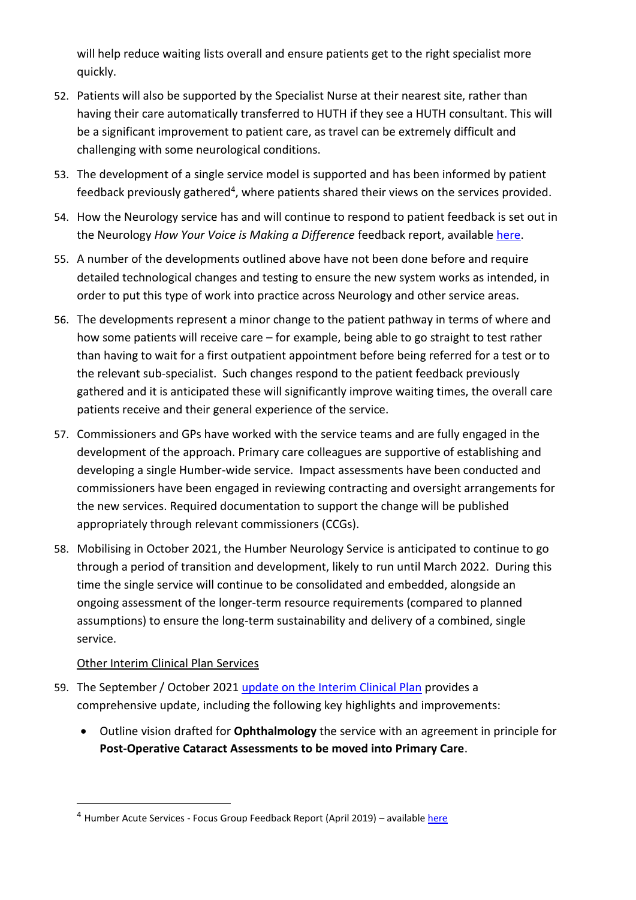will help reduce waiting lists overall and ensure patients get to the right specialist more quickly.

52. Patients will also be supported by the Specialist Nurse at their nearest site, rather than having their care automatically transferred to HUTH if they see a HUTH consultant. This will be a significant improvement to patient care, as travel can be extremely difficult and challenging with some neurological conditions.

53. The development of a single service model is supported and has been informed by patient feedback previously gathered[4], where patients shared their views on the services provided.

54. How the Neurology service has and will continue to respond to patient feedback is set out in the Neurology *How Your Voice is Making a Difference* feedback report, available here.

55. A number of the developments outlined above have not been done before and require detailed technological changes and testing to ensure the new system works as intended, in order to put this type of work into practice across Neurology and other service areas.

56. The developments represent a minor change to the patient pathway in terms of where and how some patients will receive care – for example, being able to go straight to test rather than having to wait for a first outpatient appointment before being referred for a test or to the relevant sub-specialist. Such changes respond to the patient feedback previously gathered and it is anticipated these will significantly improve waiting times, the overall care patients receive and their general experience of the service.

57. Commissioners and GPs have worked with the service teams and are fully engaged in the development of the approach. Primary care colleagues are supportive of establishing and developing a single Humber-wide service. Impact assessments have been conducted and commissioners have been engaged in reviewing contracting and oversight arrangements for the new services. Required documentation to support the change will be published appropriately through relevant commissioners (CCGs).

58. Mobilising in October 2021, the Humber Neurology Service is anticipated to continue to go through a period of transition and development, likely to run until March 2022. During this time the single service will continue to be consolidated and embedded, alongside an ongoing assessment of the longer-term resource requirements (compared to planned assumptions) to ensure the long-term sustainability and delivery of a combined, single service.

<u>Other Interim Clinical Plan Services</u>

59. The September / October 2021 update on the Interim Clinical Plan provides a comprehensive update, including the following key highlights and improvements:

    - Outline vision drafted for **Ophthalmology** the service with an agreement in principle for **Post-Operative Cataract Assessments to be moved into Primary Care**.

---

[4] Humber Acute Services - Focus Group Feedback Report (April 2019) – available here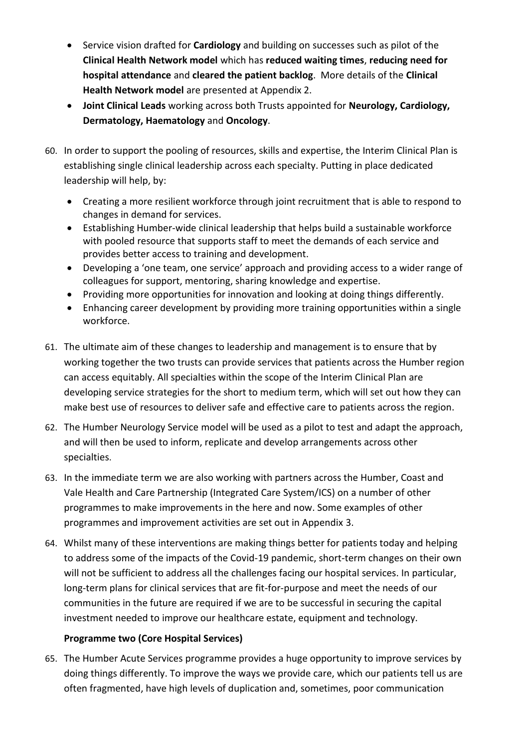- Service vision drafted for **Cardiology** and building on successes such as pilot of the **Clinical Health Network model** which has **reduced waiting times**, **reducing need for hospital attendance** and **cleared the patient backlog**. More details of the **Clinical Health Network model** are presented at Appendix 2.
- **Joint Clinical Leads** working across both Trusts appointed for **Neurology, Cardiology, Dermatology, Haematology** and **Oncology**.

60. In order to support the pooling of resources, skills and expertise, the Interim Clinical Plan is establishing single clinical leadership across each specialty. Putting in place dedicated leadership will help, by:
    - Creating a more resilient workforce through joint recruitment that is able to respond to changes in demand for services.
    - Establishing Humber-wide clinical leadership that helps build a sustainable workforce with pooled resource that supports staff to meet the demands of each service and provides better access to training and development.
    - Developing a 'one team, one service' approach and providing access to a wider range of colleagues for support, mentoring, sharing knowledge and expertise.
    - Providing more opportunities for innovation and looking at doing things differently.
    - Enhancing career development by providing more training opportunities within a single workforce.

61. The ultimate aim of these changes to leadership and management is to ensure that by working together the two trusts can provide services that patients across the Humber region can access equitably. All specialties within the scope of the Interim Clinical Plan are developing service strategies for the short to medium term, which will set out how they can make best use of resources to deliver safe and effective care to patients across the region.

62. The Humber Neurology Service model will be used as a pilot to test and adapt the approach, and will then be used to inform, replicate and develop arrangements across other specialties.

63. In the immediate term we are also working with partners across the Humber, Coast and Vale Health and Care Partnership (Integrated Care System/ICS) on a number of other programmes to make improvements in the here and now. Some examples of other programmes and improvement activities are set out in Appendix 3.

64. Whilst many of these interventions are making things better for patients today and helping to address some of the impacts of the Covid-19 pandemic, short-term changes on their own will not be sufficient to address all the challenges facing our hospital services. In particular, long-term plans for clinical services that are fit-for-purpose and meet the needs of our communities in the future are required if we are to be successful in securing the capital investment needed to improve our healthcare estate, equipment and technology.

**Programme two (Core Hospital Services)**

65. The Humber Acute Services programme provides a huge opportunity to improve services by doing things differently. To improve the ways we provide care, which our patients tell us are often fragmented, have high levels of duplication and, sometimes, poor communication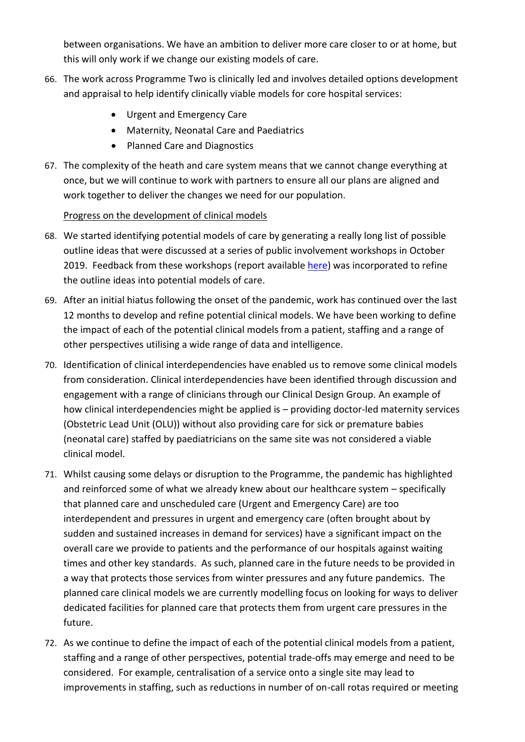between organisations. We have an ambition to deliver more care closer to or at home, but this will only work if we change our existing models of care.

66. The work across Programme Two is clinically led and involves detailed options development and appraisal to help identify clinically viable models for core hospital services:
    - Urgent and Emergency Care
    - Maternity, Neonatal Care and Paediatrics
    - Planned Care and Diagnostics

67. The complexity of the heath and care system means that we cannot change everything at once, but we will continue to work with partners to ensure all our plans are aligned and work together to deliver the changes we need for our population.

Progress on the development of clinical models

68. We started identifying potential models of care by generating a really long list of possible outline ideas that were discussed at a series of public involvement workshops in October 2019. Feedback from these workshops (report available here) was incorporated to refine the outline ideas into potential models of care.

69. After an initial hiatus following the onset of the pandemic, work has continued over the last 12 months to develop and refine potential clinical models. We have been working to define the impact of each of the potential clinical models from a patient, staffing and a range of other perspectives utilising a wide range of data and intelligence.

70. Identification of clinical interdependencies have enabled us to remove some clinical models from consideration. Clinical interdependencies have been identified through discussion and engagement with a range of clinicians through our Clinical Design Group. An example of how clinical interdependencies might be applied is – providing doctor-led maternity services (Obstetric Lead Unit (OLU)) without also providing care for sick or premature babies (neonatal care) staffed by paediatricians on the same site was not considered a viable clinical model.

71. Whilst causing some delays or disruption to the Programme, the pandemic has highlighted and reinforced some of what we already knew about our healthcare system – specifically that planned care and unscheduled care (Urgent and Emergency Care) are too interdependent and pressures in urgent and emergency care (often brought about by sudden and sustained increases in demand for services) have a significant impact on the overall care we provide to patients and the performance of our hospitals against waiting times and other key standards. As such, planned care in the future needs to be provided in a way that protects those services from winter pressures and any future pandemics. The planned care clinical models we are currently modelling focus on looking for ways to deliver dedicated facilities for planned care that protects them from urgent care pressures in the future.

72. As we continue to define the impact of each of the potential clinical models from a patient, staffing and a range of other perspectives, potential trade-offs may emerge and need to be considered. For example, centralisation of a service onto a single site may lead to improvements in staffing, such as reductions in number of on-call rotas required or meeting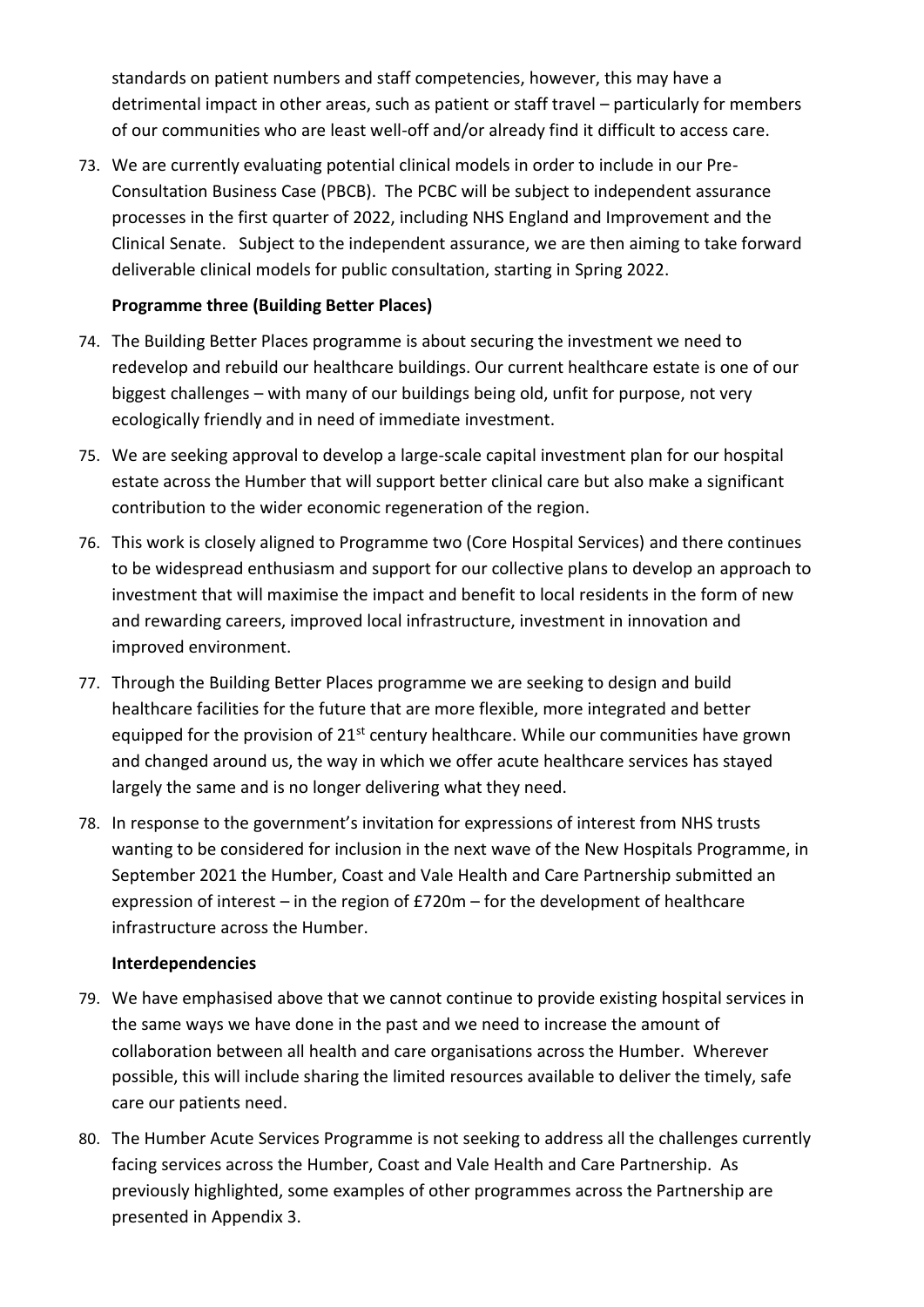standards on patient numbers and staff competencies, however, this may have a detrimental impact in other areas, such as patient or staff travel – particularly for members of our communities who are least well-off and/or already find it difficult to access care.

73. We are currently evaluating potential clinical models in order to include in our Pre-Consultation Business Case (PBCB). The PCBC will be subject to independent assurance processes in the first quarter of 2022, including NHS England and Improvement and the Clinical Senate. Subject to the independent assurance, we are then aiming to take forward deliverable clinical models for public consultation, starting in Spring 2022.

**Programme three (Building Better Places)**

74. The Building Better Places programme is about securing the investment we need to redevelop and rebuild our healthcare buildings. Our current healthcare estate is one of our biggest challenges – with many of our buildings being old, unfit for purpose, not very ecologically friendly and in need of immediate investment.

75. We are seeking approval to develop a large-scale capital investment plan for our hospital estate across the Humber that will support better clinical care but also make a significant contribution to the wider economic regeneration of the region.

76. This work is closely aligned to Programme two (Core Hospital Services) and there continues to be widespread enthusiasm and support for our collective plans to develop an approach to investment that will maximise the impact and benefit to local residents in the form of new and rewarding careers, improved local infrastructure, investment in innovation and improved environment.

77. Through the Building Better Places programme we are seeking to design and build healthcare facilities for the future that are more flexible, more integrated and better equipped for the provision of 21st century healthcare. While our communities have grown and changed around us, the way in which we offer acute healthcare services has stayed largely the same and is no longer delivering what they need.

78. In response to the government's invitation for expressions of interest from NHS trusts wanting to be considered for inclusion in the next wave of the New Hospitals Programme, in September 2021 the Humber, Coast and Vale Health and Care Partnership submitted an expression of interest – in the region of £720m – for the development of healthcare infrastructure across the Humber.

**Interdependencies**

79. We have emphasised above that we cannot continue to provide existing hospital services in the same ways we have done in the past and we need to increase the amount of collaboration between all health and care organisations across the Humber. Wherever possible, this will include sharing the limited resources available to deliver the timely, safe care our patients need.

80. The Humber Acute Services Programme is not seeking to address all the challenges currently facing services across the Humber, Coast and Vale Health and Care Partnership. As previously highlighted, some examples of other programmes across the Partnership are presented in Appendix 3.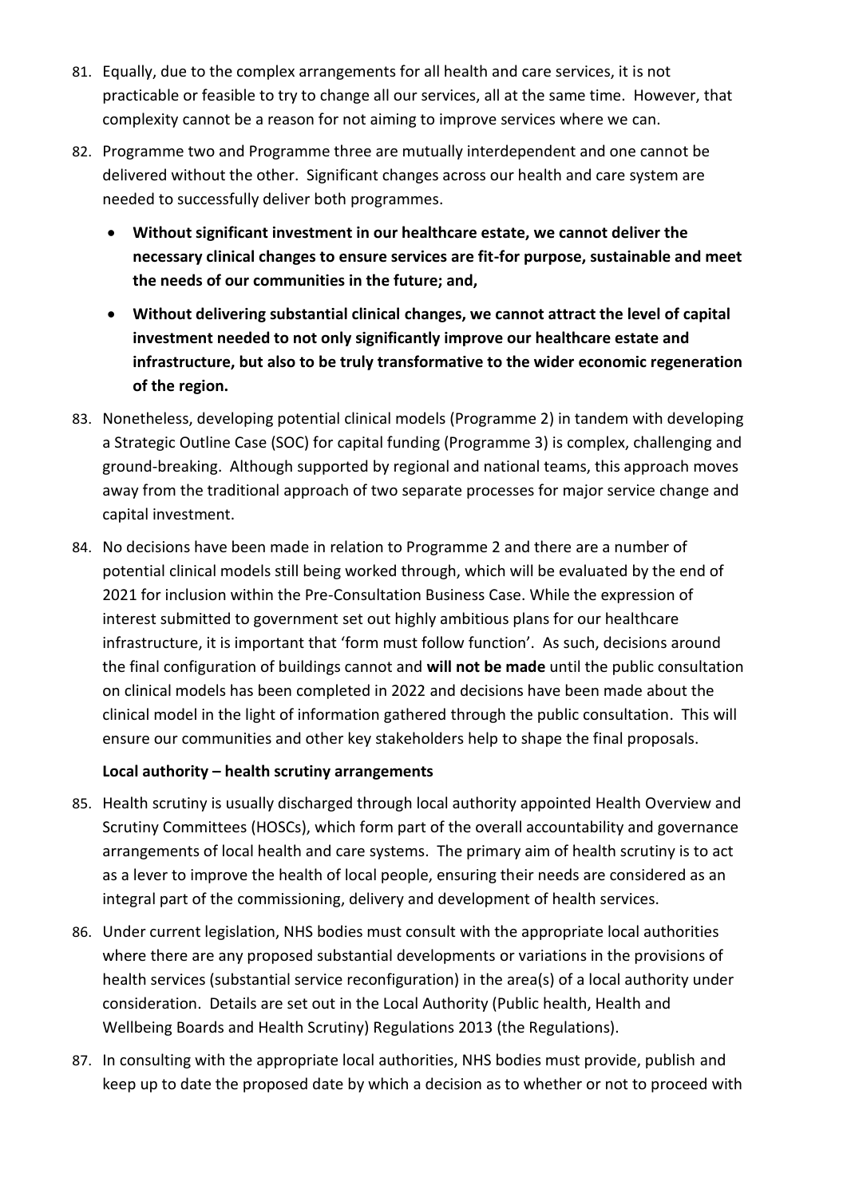81. Equally, due to the complex arrangements for all health and care services, it is not practicable or feasible to try to change all our services, all at the same time. However, that complexity cannot be a reason for not aiming to improve services where we can.

82. Programme two and Programme three are mutually interdependent and one cannot be delivered without the other. Significant changes across our health and care system are needed to successfully deliver both programmes.

    - **Without significant investment in our healthcare estate, we cannot deliver the necessary clinical changes to ensure services are fit-for purpose, sustainable and meet the needs of our communities in the future; and,**
    - **Without delivering substantial clinical changes, we cannot attract the level of capital investment needed to not only significantly improve our healthcare estate and infrastructure, but also to be truly transformative to the wider economic regeneration of the region.**

83. Nonetheless, developing potential clinical models (Programme 2) in tandem with developing a Strategic Outline Case (SOC) for capital funding (Programme 3) is complex, challenging and ground-breaking. Although supported by regional and national teams, this approach moves away from the traditional approach of two separate processes for major service change and capital investment.

84. No decisions have been made in relation to Programme 2 and there are a number of potential clinical models still being worked through, which will be evaluated by the end of 2021 for inclusion within the Pre-Consultation Business Case. While the expression of interest submitted to government set out highly ambitious plans for our healthcare infrastructure, it is important that 'form must follow function'. As such, decisions around the final configuration of buildings cannot and **will not be made** until the public consultation on clinical models has been completed in 2022 and decisions have been made about the clinical model in the light of information gathered through the public consultation. This will ensure our communities and other key stakeholders help to shape the final proposals.

**Local authority – health scrutiny arrangements**

85. Health scrutiny is usually discharged through local authority appointed Health Overview and Scrutiny Committees (HOSCs), which form part of the overall accountability and governance arrangements of local health and care systems. The primary aim of health scrutiny is to act as a lever to improve the health of local people, ensuring their needs are considered as an integral part of the commissioning, delivery and development of health services.

86. Under current legislation, NHS bodies must consult with the appropriate local authorities where there are any proposed substantial developments or variations in the provisions of health services (substantial service reconfiguration) in the area(s) of a local authority under consideration. Details are set out in the Local Authority (Public health, Health and Wellbeing Boards and Health Scrutiny) Regulations 2013 (the Regulations).

87. In consulting with the appropriate local authorities, NHS bodies must provide, publish and keep up to date the proposed date by which a decision as to whether or not to proceed with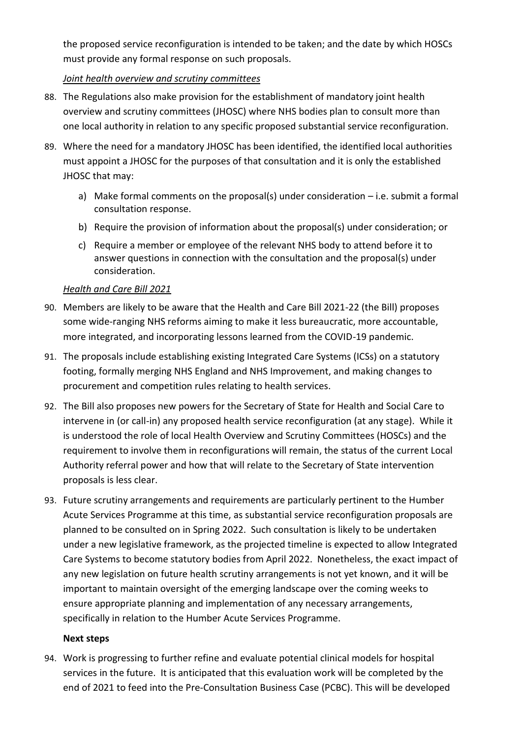the proposed service reconfiguration is intended to be taken; and the date by which HOSCs must provide any formal response on such proposals.

*Joint health overview and scrutiny committees*

88. The Regulations also make provision for the establishment of mandatory joint health overview and scrutiny committees (JHOSC) where NHS bodies plan to consult more than one local authority in relation to any specific proposed substantial service reconfiguration.

89. Where the need for a mandatory JHOSC has been identified, the identified local authorities must appoint a JHOSC for the purposes of that consultation and it is only the established JHOSC that may:

    a) Make formal comments on the proposal(s) under consideration – i.e. submit a formal consultation response.
    b) Require the provision of information about the proposal(s) under consideration; or
    c) Require a member or employee of the relevant NHS body to attend before it to answer questions in connection with the consultation and the proposal(s) under consideration.

*Health and Care Bill 2021*

90. Members are likely to be aware that the Health and Care Bill 2021-22 (the Bill) proposes some wide-ranging NHS reforms aiming to make it less bureaucratic, more accountable, more integrated, and incorporating lessons learned from the COVID-19 pandemic.

91. The proposals include establishing existing Integrated Care Systems (ICSs) on a statutory footing, formally merging NHS England and NHS Improvement, and making changes to procurement and competition rules relating to health services.

92. The Bill also proposes new powers for the Secretary of State for Health and Social Care to intervene in (or call-in) any proposed health service reconfiguration (at any stage). While it is understood the role of local Health Overview and Scrutiny Committees (HOSCs) and the requirement to involve them in reconfigurations will remain, the status of the current Local Authority referral power and how that will relate to the Secretary of State intervention proposals is less clear.

93. Future scrutiny arrangements and requirements are particularly pertinent to the Humber Acute Services Programme at this time, as substantial service reconfiguration proposals are planned to be consulted on in Spring 2022. Such consultation is likely to be undertaken under a new legislative framework, as the projected timeline is expected to allow Integrated Care Systems to become statutory bodies from April 2022. Nonetheless, the exact impact of any new legislation on future health scrutiny arrangements is not yet known, and it will be important to maintain oversight of the emerging landscape over the coming weeks to ensure appropriate planning and implementation of any necessary arrangements, specifically in relation to the Humber Acute Services Programme.

**Next steps**

94. Work is progressing to further refine and evaluate potential clinical models for hospital services in the future. It is anticipated that this evaluation work will be completed by the end of 2021 to feed into the Pre-Consultation Business Case (PCBC). This will be developed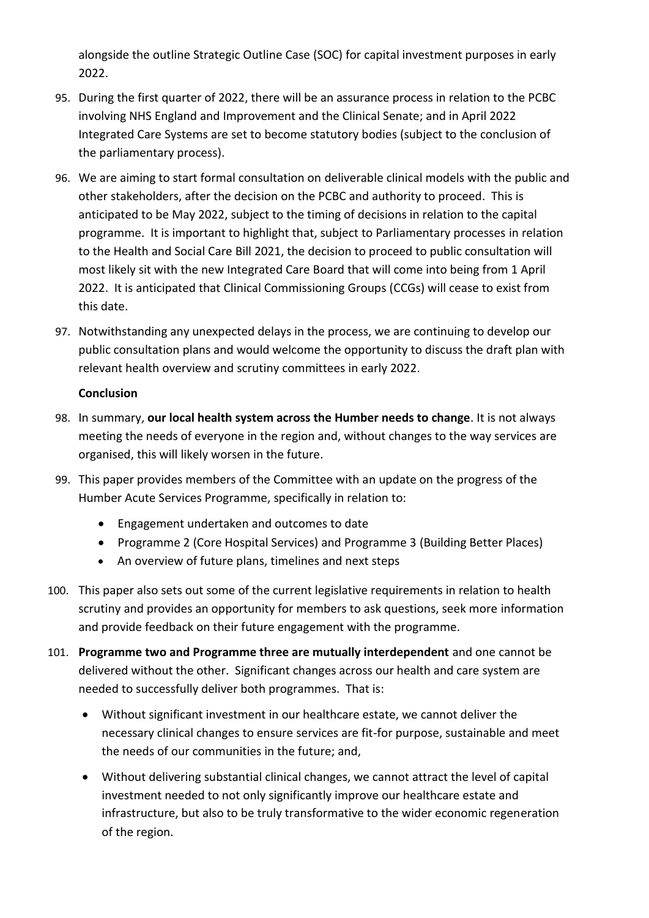alongside the outline Strategic Outline Case (SOC) for capital investment purposes in early 2022.

95. During the first quarter of 2022, there will be an assurance process in relation to the PCBC involving NHS England and Improvement and the Clinical Senate; and in April 2022 Integrated Care Systems are set to become statutory bodies (subject to the conclusion of the parliamentary process).

96. We are aiming to start formal consultation on deliverable clinical models with the public and other stakeholders, after the decision on the PCBC and authority to proceed. This is anticipated to be May 2022, subject to the timing of decisions in relation to the capital programme. It is important to highlight that, subject to Parliamentary processes in relation to the Health and Social Care Bill 2021, the decision to proceed to public consultation will most likely sit with the new Integrated Care Board that will come into being from 1 April 2022. It is anticipated that Clinical Commissioning Groups (CCGs) will cease to exist from this date.

97. Notwithstanding any unexpected delays in the process, we are continuing to develop our public consultation plans and would welcome the opportunity to discuss the draft plan with relevant health overview and scrutiny committees in early 2022.

**Conclusion**

98. In summary, **our local health system across the Humber needs to change**. It is not always meeting the needs of everyone in the region and, without changes to the way services are organised, this will likely worsen in the future.

99. This paper provides members of the Committee with an update on the progress of the Humber Acute Services Programme, specifically in relation to:
    - Engagement undertaken and outcomes to date
    - Programme 2 (Core Hospital Services) and Programme 3 (Building Better Places)
    - An overview of future plans, timelines and next steps

100. This paper also sets out some of the current legislative requirements in relation to health scrutiny and provides an opportunity for members to ask questions, seek more information and provide feedback on their future engagement with the programme.

101. **Programme two and Programme three are mutually interdependent** and one cannot be delivered without the other. Significant changes across our health and care system are needed to successfully deliver both programmes. That is:
    - Without significant investment in our healthcare estate, we cannot deliver the necessary clinical changes to ensure services are fit-for purpose, sustainable and meet the needs of our communities in the future; and,
    - Without delivering substantial clinical changes, we cannot attract the level of capital investment needed to not only significantly improve our healthcare estate and infrastructure, but also to be truly transformative to the wider economic regeneration of the region.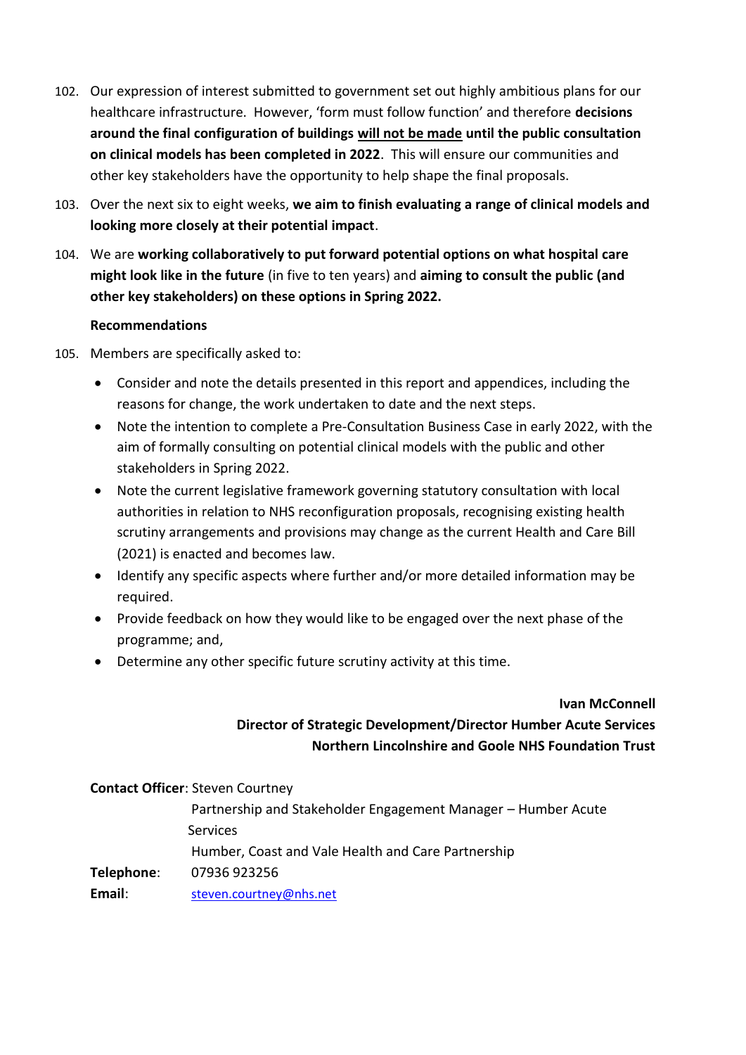102. Our expression of interest submitted to government set out highly ambitious plans for our healthcare infrastructure. However, 'form must follow function' and therefore **decisions around the final configuration of buildings <u>will not be made</u> until the public consultation on clinical models has been completed in 2022**. This will ensure our communities and other key stakeholders have the opportunity to help shape the final proposals.

103. Over the next six to eight weeks, **we aim to finish evaluating a range of clinical models and looking more closely at their potential impact**.

104. We are **working collaboratively to put forward potential options on what hospital care might look like in the future** (in five to ten years) and **aiming to consult the public (and other key stakeholders) on these options in Spring 2022.**

**Recommendations**

105. Members are specifically asked to:

- Consider and note the details presented in this report and appendices, including the reasons for change, the work undertaken to date and the next steps.
- Note the intention to complete a Pre-Consultation Business Case in early 2022, with the aim of formally consulting on potential clinical models with the public and other stakeholders in Spring 2022.
- Note the current legislative framework governing statutory consultation with local authorities in relation to NHS reconfiguration proposals, recognising existing health scrutiny arrangements and provisions may change as the current Health and Care Bill (2021) is enacted and becomes law.
- Identify any specific aspects where further and/or more detailed information may be required.
- Provide feedback on how they would like to be engaged over the next phase of the programme; and,
- Determine any other specific future scrutiny activity at this time.

**Ivan McConnell**
**Director of Strategic Development/Director Humber Acute Services**
**Northern Lincolnshire and Goole NHS Foundation Trust**

**Contact Officer**: Steven Courtney
Partnership and Stakeholder Engagement Manager – Humber Acute Services
Humber, Coast and Vale Health and Care Partnership

**Telephone**: 07936 923256
**Email**: steven.courtney@nhs.net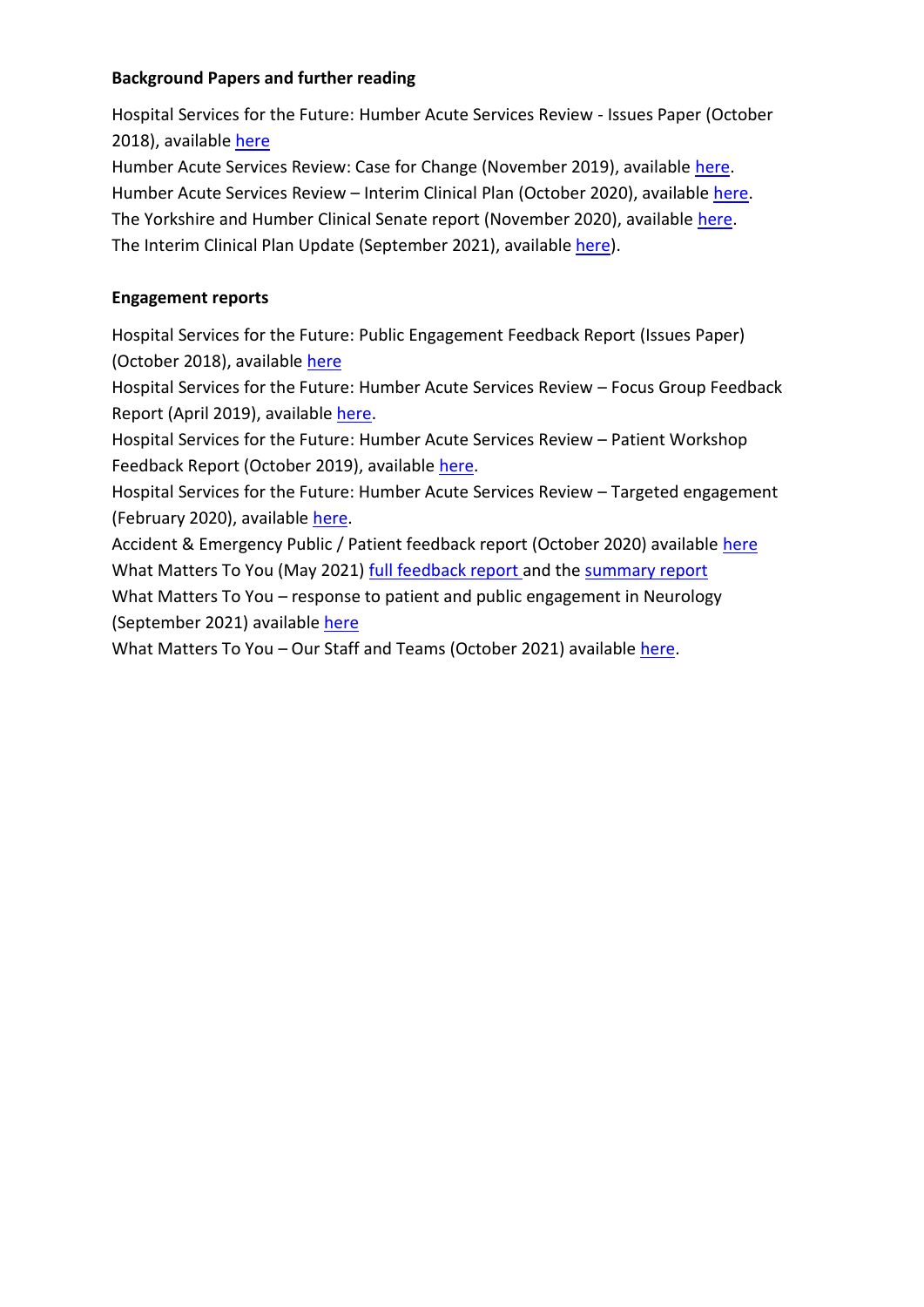**Background Papers and further reading**

Hospital Services for the Future: Humber Acute Services Review - Issues Paper (October 2018), available here
Humber Acute Services Review: Case for Change (November 2019), available here.
Humber Acute Services Review – Interim Clinical Plan (October 2020), available here.
The Yorkshire and Humber Clinical Senate report (November 2020), available here.
The Interim Clinical Plan Update (September 2021), available here).

**Engagement reports**

Hospital Services for the Future: Public Engagement Feedback Report (Issues Paper) (October 2018), available here
Hospital Services for the Future: Humber Acute Services Review – Focus Group Feedback Report (April 2019), available here.
Hospital Services for the Future: Humber Acute Services Review – Patient Workshop Feedback Report (October 2019), available here.
Hospital Services for the Future: Humber Acute Services Review – Targeted engagement (February 2020), available here.
Accident & Emergency Public / Patient feedback report (October 2020) available here
What Matters To You (May 2021) full feedback report and the summary report
What Matters To You – response to patient and public engagement in Neurology (September 2021) available here
What Matters To You – Our Staff and Teams (October 2021) available here.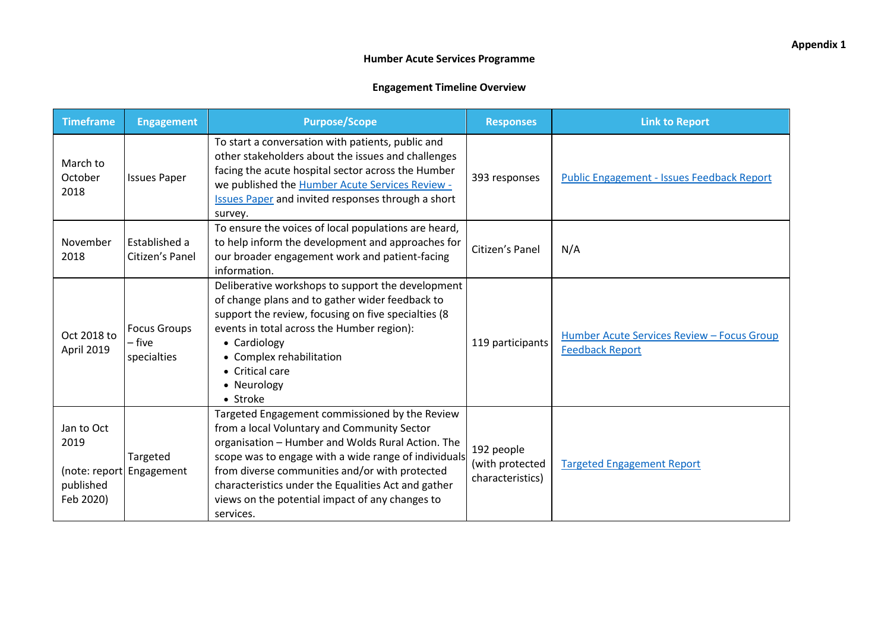**Appendix 1**

**Humber Acute Services Programme**

**Engagement Timeline Overview**

| Timeframe | Engagement | Purpose/Scope | Responses | Link to Report |
|---|---|---|---|---|
| March to October 2018 | Issues Paper | To start a conversation with patients, public and other stakeholders about the issues and challenges facing the acute hospital sector across the Humber we published the Humber Acute Services Review - Issues Paper and invited responses through a short survey. | 393 responses | Public Engagement - Issues Feedback Report |
| November 2018 | Established a Citizen's Panel | To ensure the voices of local populations are heard, to help inform the development and approaches for our broader engagement work and patient-facing information. | Citizen's Panel | N/A |
| Oct 2018 to April 2019 | Focus Groups – five specialties | Deliberative workshops to support the development of change plans and to gather wider feedback to support the review, focusing on five specialties (8 events in total across the Humber region): • Cardiology • Complex rehabilitation • Critical care • Neurology • Stroke | 119 participants | Humber Acute Services Review – Focus Group Feedback Report |
| Jan to Oct 2019 (note: report published Feb 2020) | Targeted Engagement | Targeted Engagement commissioned by the Review from a local Voluntary and Community Sector organisation – Humber and Wolds Rural Action. The scope was to engage with a wide range of individuals from diverse communities and/or with protected characteristics under the Equalities Act and gather views on the potential impact of any changes to services. | 192 people (with protected characteristics) | Targeted Engagement Report |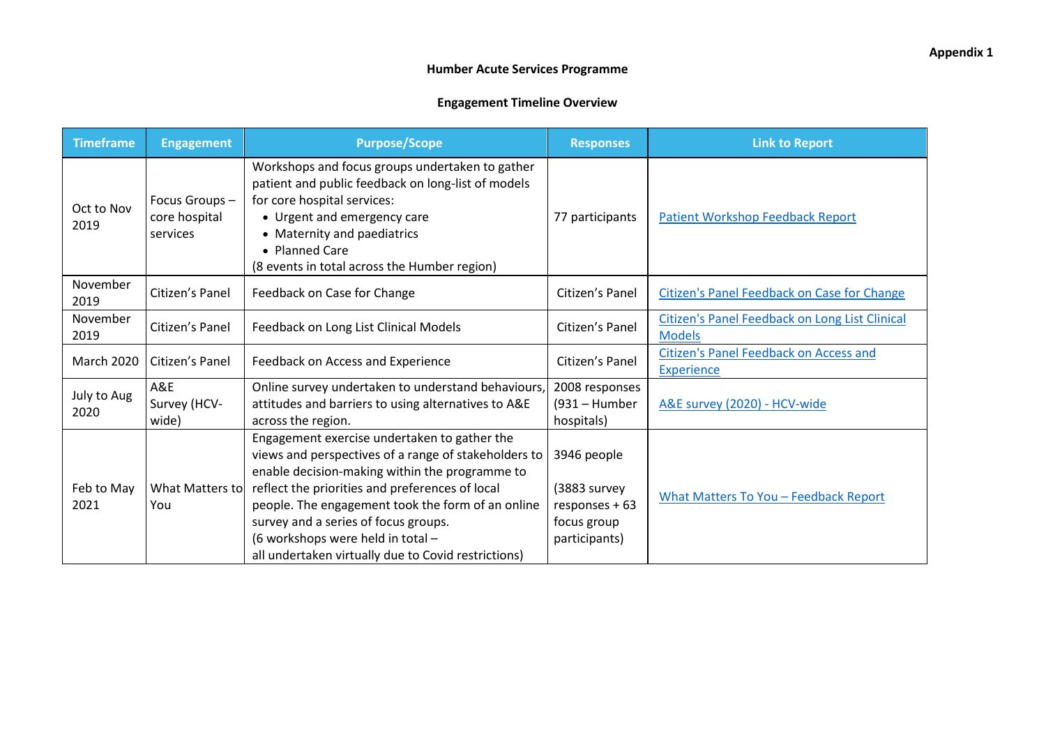**Appendix 1**

**Humber Acute Services Programme**

**Engagement Timeline Overview**

| Timeframe | Engagement | Purpose/Scope | Responses | Link to Report |
|---|---|---|---|---|
| Oct to Nov 2019 | Focus Groups – core hospital services | Workshops and focus groups undertaken to gather patient and public feedback on long-list of models for core hospital services:<br>• Urgent and emergency care<br>• Maternity and paediatrics<br>• Planned Care<br>(8 events in total across the Humber region) | 77 participants | Patient Workshop Feedback Report |
| November 2019 | Citizen's Panel | Feedback on Case for Change | Citizen's Panel | Citizen's Panel Feedback on Case for Change |
| November 2019 | Citizen's Panel | Feedback on Long List Clinical Models | Citizen's Panel | Citizen's Panel Feedback on Long List Clinical Models |
| March 2020 | Citizen's Panel | Feedback on Access and Experience | Citizen's Panel | Citizen's Panel Feedback on Access and Experience |
| July to Aug 2020 | A&E Survey (HCV-wide) | Online survey undertaken to understand behaviours, attitudes and barriers to using alternatives to A&E across the region. | 2008 responses (931 – Humber hospitals) | A&E survey (2020) - HCV-wide |
| Feb to May 2021 | What Matters to You | Engagement exercise undertaken to gather the views and perspectives of a range of stakeholders to enable decision-making within the programme to reflect the priorities and preferences of local people. The engagement took the form of an online survey and a series of focus groups.<br>(6 workshops were held in total – all undertaken virtually due to Covid restrictions) | 3946 people<br><br>(3883 survey responses + 63 focus group participants) | What Matters To You – Feedback Report |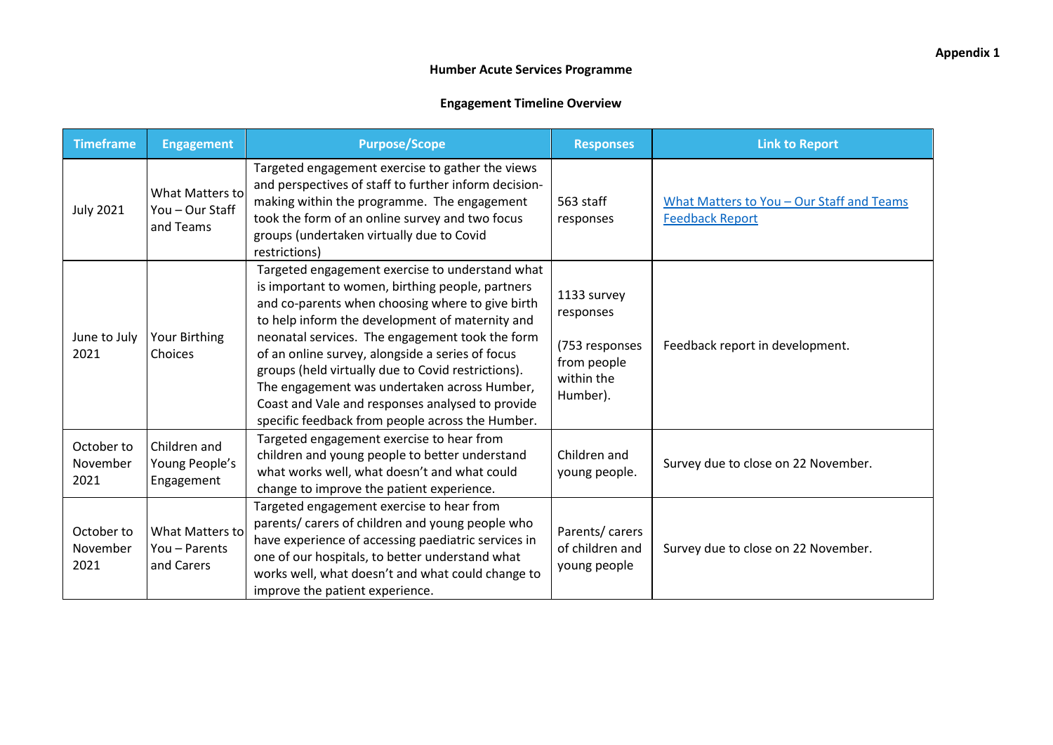**Appendix 1**

# Humber Acute Services Programme

## Engagement Timeline Overview

| Timeframe | Engagement | Purpose/Scope | Responses | Link to Report |
|---|---|---|---|---|
| July 2021 | What Matters to You – Our Staff and Teams | Targeted engagement exercise to gather the views and perspectives of staff to further inform decision-making within the programme. The engagement took the form of an online survey and two focus groups (undertaken virtually due to Covid restrictions) | 563 staff responses | What Matters to You – Our Staff and Teams Feedback Report |
| June to July 2021 | Your Birthing Choices | Targeted engagement exercise to understand what is important to women, birthing people, partners and co-parents when choosing where to give birth to help inform the development of maternity and neonatal services. The engagement took the form of an online survey, alongside a series of focus groups (held virtually due to Covid restrictions). The engagement was undertaken across Humber, Coast and Vale and responses analysed to provide specific feedback from people across the Humber. | 1133 survey responses<br><br>(753 responses from people within the Humber). | Feedback report in development. |
| October to November 2021 | Children and Young People's Engagement | Targeted engagement exercise to hear from children and young people to better understand what works well, what doesn't and what could change to improve the patient experience. | Children and young people. | Survey due to close on 22 November. |
| October to November 2021 | What Matters to You – Parents and Carers | Targeted engagement exercise to hear from parents/ carers of children and young people who have experience of accessing paediatric services in one of our hospitals, to better understand what works well, what doesn't and what could change to improve the patient experience. | Parents/ carers of children and young people | Survey due to close on 22 November. |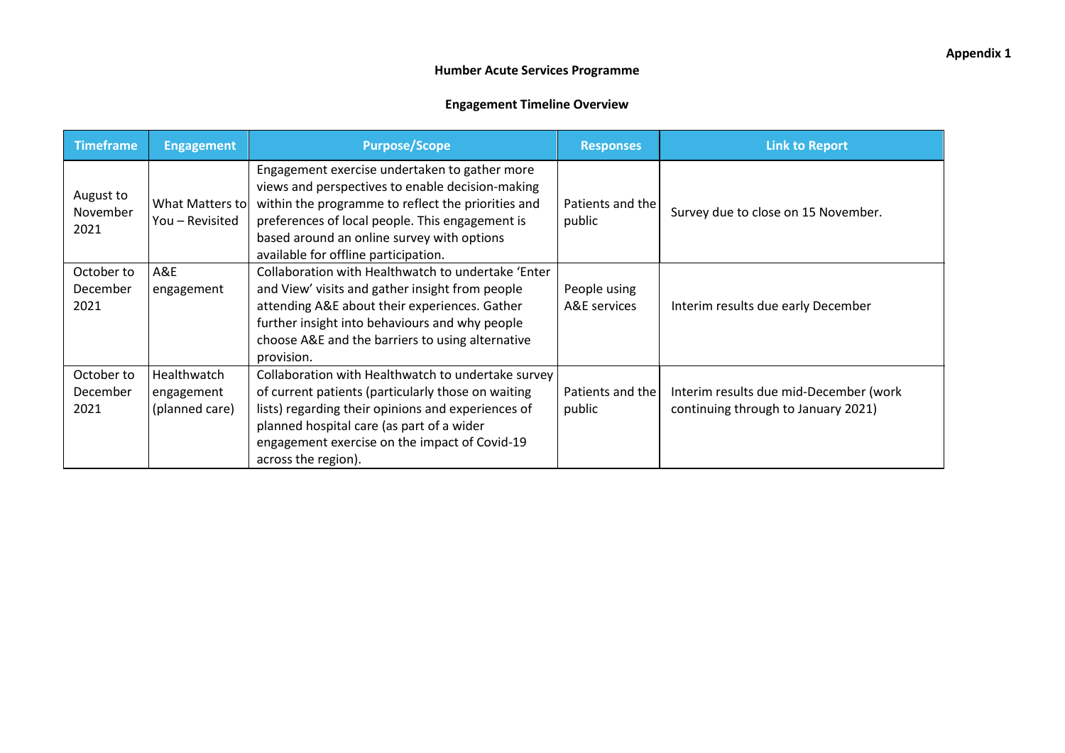**Appendix 1**

**Humber Acute Services Programme**

**Engagement Timeline Overview**

| Timeframe | Engagement | Purpose/Scope | Responses | Link to Report |
|---|---|---|---|---|
| August to November 2021 | What Matters to You – Revisited | Engagement exercise undertaken to gather more views and perspectives to enable decision-making within the programme to reflect the priorities and preferences of local people. This engagement is based around an online survey with options available for offline participation. | Patients and the public | Survey due to close on 15 November. |
| October to December 2021 | A&E engagement | Collaboration with Healthwatch to undertake 'Enter and View' visits and gather insight from people attending A&E about their experiences. Gather further insight into behaviours and why people choose A&E and the barriers to using alternative provision. | People using A&E services | Interim results due early December |
| October to December 2021 | Healthwatch engagement (planned care) | Collaboration with Healthwatch to undertake survey of current patients (particularly those on waiting lists) regarding their opinions and experiences of planned hospital care (as part of a wider engagement exercise on the impact of Covid-19 across the region). | Patients and the public | Interim results due mid-December (work continuing through to January 2021) |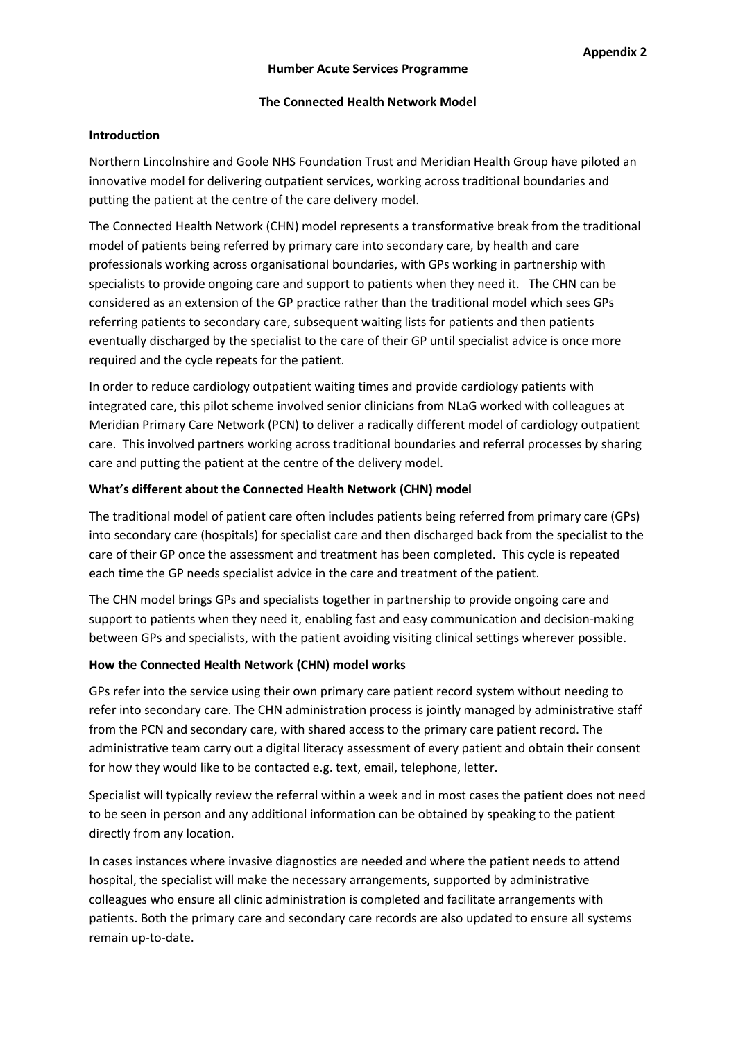**Appendix 2**

**Humber Acute Services Programme**

**The Connected Health Network Model**

**Introduction**

Northern Lincolnshire and Goole NHS Foundation Trust and Meridian Health Group have piloted an innovative model for delivering outpatient services, working across traditional boundaries and putting the patient at the centre of the care delivery model.

The Connected Health Network (CHN) model represents a transformative break from the traditional model of patients being referred by primary care into secondary care, by health and care professionals working across organisational boundaries, with GPs working in partnership with specialists to provide ongoing care and support to patients when they need it. The CHN can be considered as an extension of the GP practice rather than the traditional model which sees GPs referring patients to secondary care, subsequent waiting lists for patients and then patients eventually discharged by the specialist to the care of their GP until specialist advice is once more required and the cycle repeats for the patient.

In order to reduce cardiology outpatient waiting times and provide cardiology patients with integrated care, this pilot scheme involved senior clinicians from NLaG worked with colleagues at Meridian Primary Care Network (PCN) to deliver a radically different model of cardiology outpatient care. This involved partners working across traditional boundaries and referral processes by sharing care and putting the patient at the centre of the delivery model.

**What's different about the Connected Health Network (CHN) model**

The traditional model of patient care often includes patients being referred from primary care (GPs) into secondary care (hospitals) for specialist care and then discharged back from the specialist to the care of their GP once the assessment and treatment has been completed. This cycle is repeated each time the GP needs specialist advice in the care and treatment of the patient.

The CHN model brings GPs and specialists together in partnership to provide ongoing care and support to patients when they need it, enabling fast and easy communication and decision-making between GPs and specialists, with the patient avoiding visiting clinical settings wherever possible.

**How the Connected Health Network (CHN) model works**

GPs refer into the service using their own primary care patient record system without needing to refer into secondary care. The CHN administration process is jointly managed by administrative staff from the PCN and secondary care, with shared access to the primary care patient record. The administrative team carry out a digital literacy assessment of every patient and obtain their consent for how they would like to be contacted e.g. text, email, telephone, letter.

Specialist will typically review the referral within a week and in most cases the patient does not need to be seen in person and any additional information can be obtained by speaking to the patient directly from any location.

In cases instances where invasive diagnostics are needed and where the patient needs to attend hospital, the specialist will make the necessary arrangements, supported by administrative colleagues who ensure all clinic administration is completed and facilitate arrangements with patients. Both the primary care and secondary care records are also updated to ensure all systems remain up-to-date.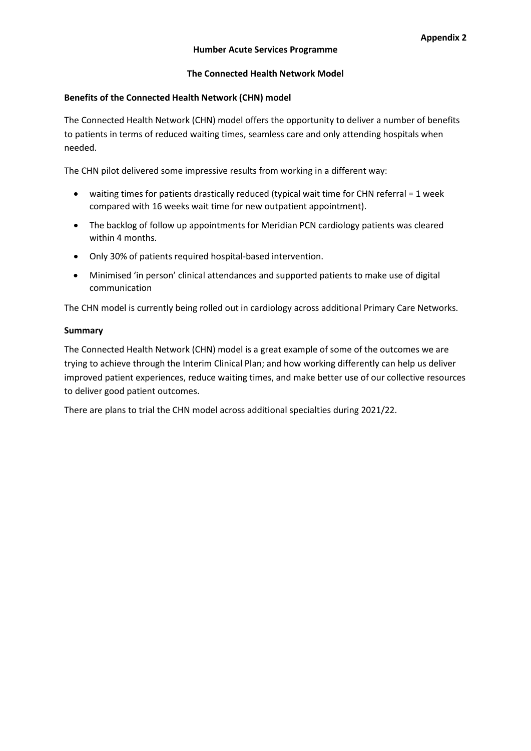**Appendix 2**

**Humber Acute Services Programme**

**The Connected Health Network Model**

**Benefits of the Connected Health Network (CHN) model**

The Connected Health Network (CHN) model offers the opportunity to deliver a number of benefits to patients in terms of reduced waiting times, seamless care and only attending hospitals when needed.

The CHN pilot delivered some impressive results from working in a different way:

- waiting times for patients drastically reduced (typical wait time for CHN referral = 1 week compared with 16 weeks wait time for new outpatient appointment).
- The backlog of follow up appointments for Meridian PCN cardiology patients was cleared within 4 months.
- Only 30% of patients required hospital-based intervention.
- Minimised 'in person' clinical attendances and supported patients to make use of digital communication

The CHN model is currently being rolled out in cardiology across additional Primary Care Networks.

**Summary**

The Connected Health Network (CHN) model is a great example of some of the outcomes we are trying to achieve through the Interim Clinical Plan; and how working differently can help us deliver improved patient experiences, reduce waiting times, and make better use of our collective resources to deliver good patient outcomes.

There are plans to trial the CHN model across additional specialties during 2021/22.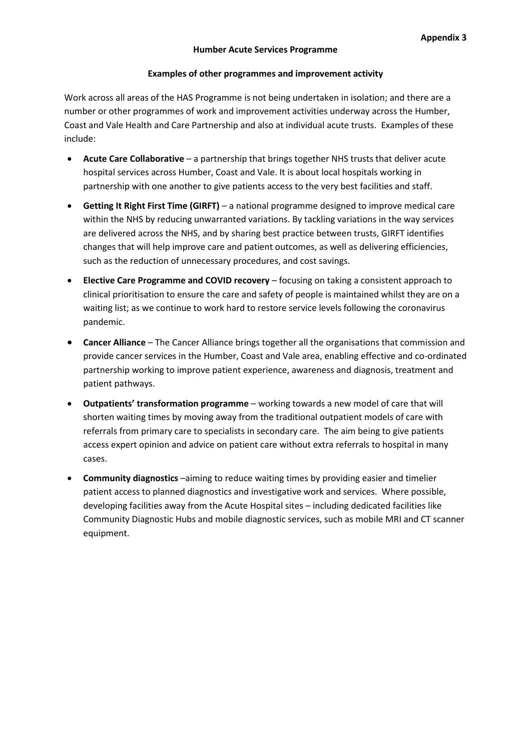**Appendix 3**

**Humber Acute Services Programme**

**Examples of other programmes and improvement activity**

Work across all areas of the HAS Programme is not being undertaken in isolation; and there are a number or other programmes of work and improvement activities underway across the Humber, Coast and Vale Health and Care Partnership and also at individual acute trusts. Examples of these include:

- **Acute Care Collaborative** – a partnership that brings together NHS trusts that deliver acute hospital services across Humber, Coast and Vale. It is about local hospitals working in partnership with one another to give patients access to the very best facilities and staff.
- **Getting It Right First Time (GIRFT)** – a national programme designed to improve medical care within the NHS by reducing unwarranted variations. By tackling variations in the way services are delivered across the NHS, and by sharing best practice between trusts, GIRFT identifies changes that will help improve care and patient outcomes, as well as delivering efficiencies, such as the reduction of unnecessary procedures, and cost savings.
- **Elective Care Programme and COVID recovery** – focusing on taking a consistent approach to clinical prioritisation to ensure the care and safety of people is maintained whilst they are on a waiting list; as we continue to work hard to restore service levels following the coronavirus pandemic.
- **Cancer Alliance** – The Cancer Alliance brings together all the organisations that commission and provide cancer services in the Humber, Coast and Vale area, enabling effective and co-ordinated partnership working to improve patient experience, awareness and diagnosis, treatment and patient pathways.
- **Outpatients' transformation programme** – working towards a new model of care that will shorten waiting times by moving away from the traditional outpatient models of care with referrals from primary care to specialists in secondary care. The aim being to give patients access expert opinion and advice on patient care without extra referrals to hospital in many cases.
- **Community diagnostics** –aiming to reduce waiting times by providing easier and timelier patient access to planned diagnostics and investigative work and services. Where possible, developing facilities away from the Acute Hospital sites – including dedicated facilities like Community Diagnostic Hubs and mobile diagnostic services, such as mobile MRI and CT scanner equipment.